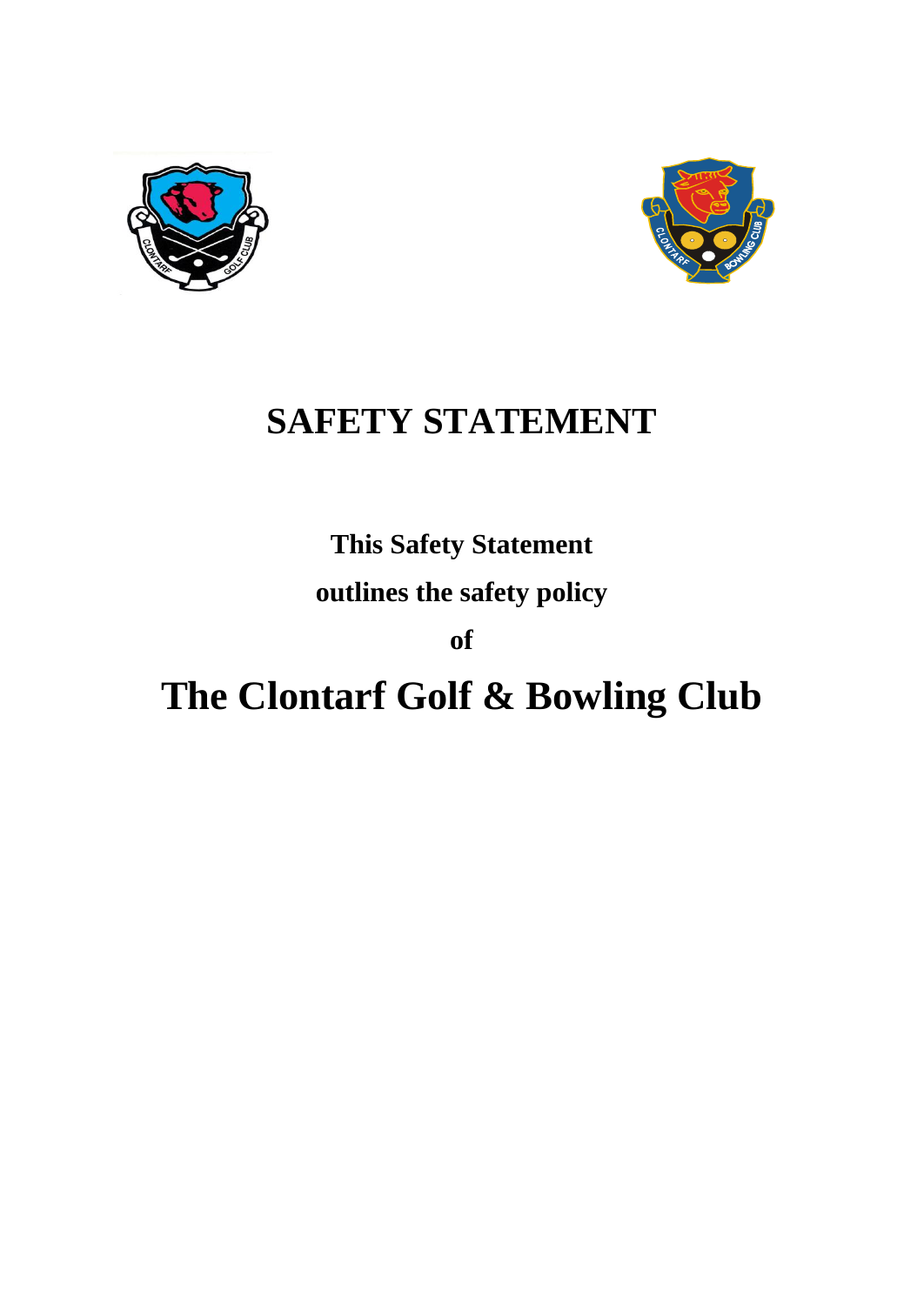# SAFETY STATEMENT

**This Safety Statement**

**outlines the safety policy**

**of**

# The Clontarf Golf & Bowling Club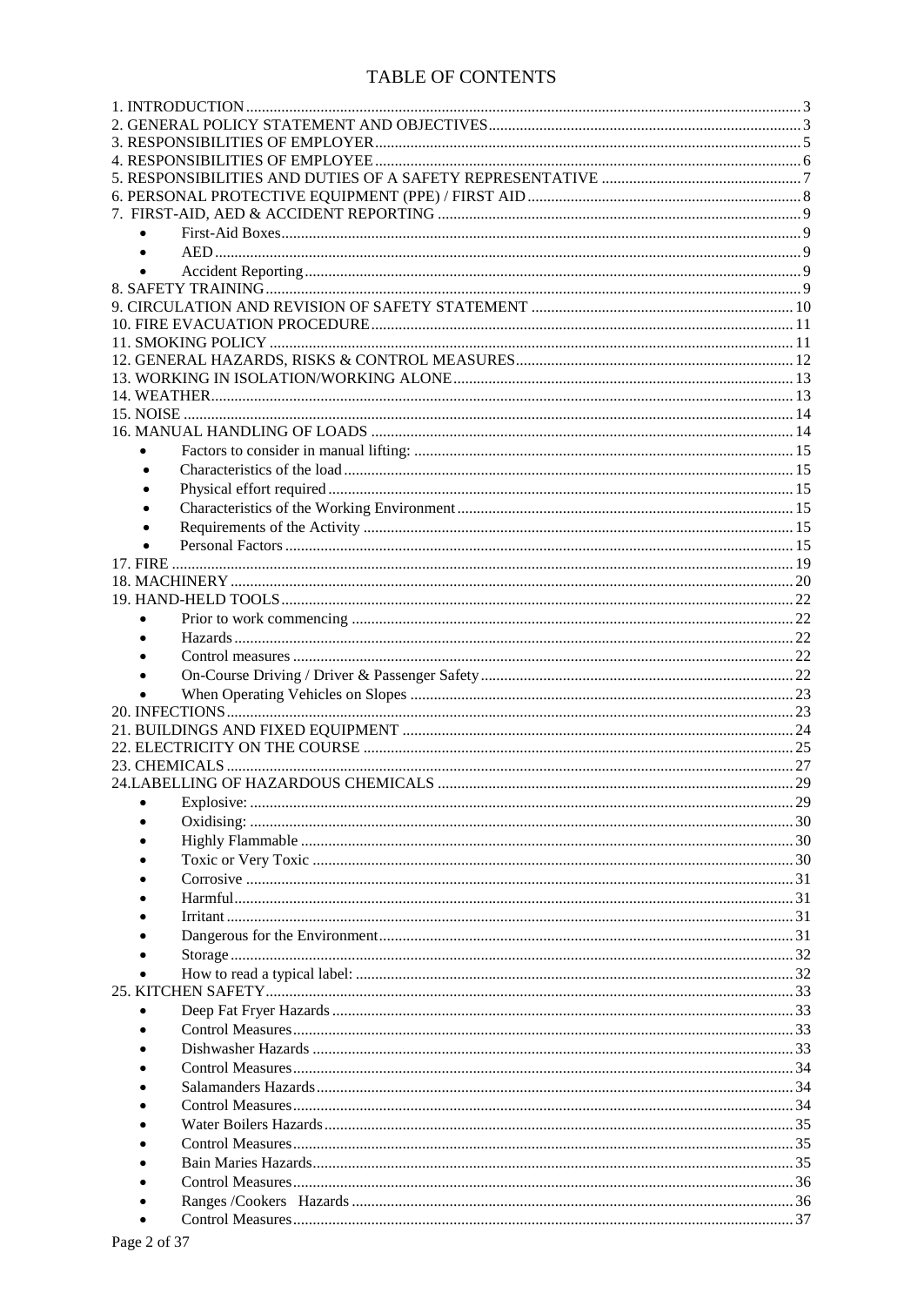# TABLE OF CONTENTS

1. INTRODUCTION ..... 3
2. GENERAL POLICY STATEMENT AND OBJECTIVES ..... 3
3. RESPONSIBILITIES OF EMPLOYER ..... 5
4. RESPONSIBILITIES OF EMPLOYEE ..... 6
5. RESPONSIBILITIES AND DUTIES OF A SAFETY REPRESENTATIVE ..... 7
6. PERSONAL PROTECTIVE EQUIPMENT (PPE) / FIRST AID ..... 8
7. FIRST-AID, AED & ACCIDENT REPORTING ..... 9
   - First-Aid Boxes ..... 9
   - AED ..... 9
   - Accident Reporting ..... 9
8. SAFETY TRAINING ..... 9
9. CIRCULATION AND REVISION OF SAFETY STATEMENT ..... 10
10. FIRE EVACUATION PROCEDURE ..... 11
11. SMOKING POLICY ..... 11
12. GENERAL HAZARDS, RISKS & CONTROL MEASURES ..... 12
13. WORKING IN ISOLATION/WORKING ALONE ..... 13
14. WEATHER ..... 13
15. NOISE ..... 14
16. MANUAL HANDLING OF LOADS ..... 14
   - Factors to consider in manual lifting: ..... 15
   - Characteristics of the load ..... 15
   - Physical effort required ..... 15
   - Characteristics of the Working Environment ..... 15
   - Requirements of the Activity ..... 15
   - Personal Factors ..... 15
17. FIRE ..... 19
18. MACHINERY ..... 20
19. HAND-HELD TOOLS ..... 22
   - Prior to work commencing ..... 22
   - Hazards ..... 22
   - Control measures ..... 22
   - On-Course Driving / Driver & Passenger Safety ..... 22
   - When Operating Vehicles on Slopes ..... 23
20. INFECTIONS ..... 23
21. BUILDINGS AND FIXED EQUIPMENT ..... 24
22. ELECTRICITY ON THE COURSE ..... 25
23. CHEMICALS ..... 27
24. LABELLING OF HAZARDOUS CHEMICALS ..... 29
   - Explosive: ..... 29
   - Oxidising: ..... 30
   - Highly Flammable ..... 30
   - Toxic or Very Toxic ..... 30
   - Corrosive ..... 31
   - Harmful ..... 31
   - Irritant ..... 31
   - Dangerous for the Environment ..... 31
   - Storage ..... 32
   - How to read a typical label: ..... 32
25. KITCHEN SAFETY ..... 33
   - Deep Fat Fryer Hazards ..... 33
   - Control Measures ..... 33
   - Dishwasher Hazards ..... 33
   - Control Measures ..... 34
   - Salamanders Hazards ..... 34
   - Control Measures ..... 34
   - Water Boilers Hazards ..... 35
   - Control Measures ..... 35
   - Bain Maries Hazards ..... 35
   - Control Measures ..... 36
   - Ranges /Cookers Hazards ..... 36
   - Control Measures ..... 37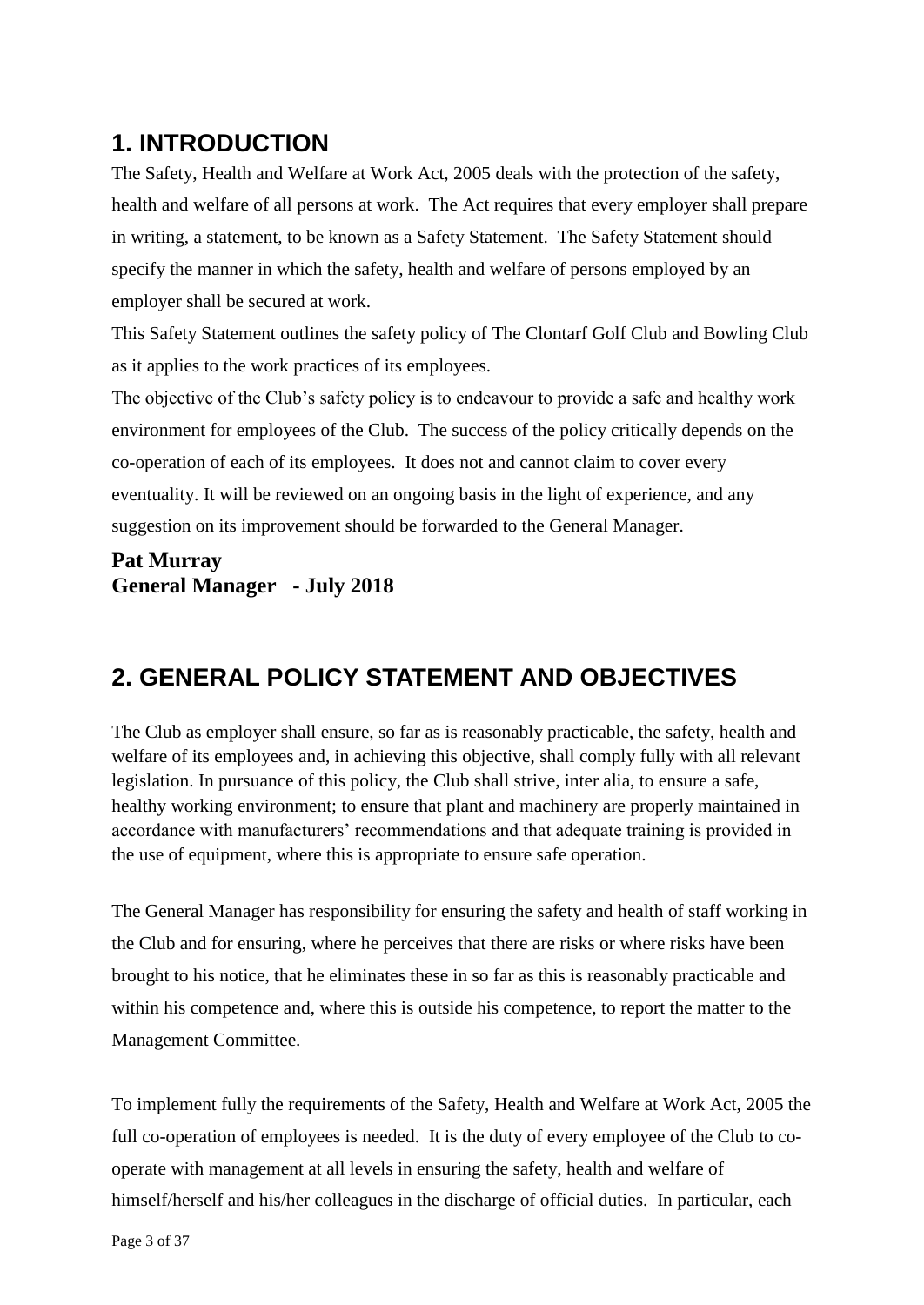# 1. INTRODUCTION

The Safety, Health and Welfare at Work Act, 2005 deals with the protection of the safety, health and welfare of all persons at work. The Act requires that every employer shall prepare in writing, a statement, to be known as a Safety Statement. The Safety Statement should specify the manner in which the safety, health and welfare of persons employed by an employer shall be secured at work.

This Safety Statement outlines the safety policy of The Clontarf Golf Club and Bowling Club as it applies to the work practices of its employees.

The objective of the Club's safety policy is to endeavour to provide a safe and healthy work environment for employees of the Club. The success of the policy critically depends on the co-operation of each of its employees. It does not and cannot claim to cover every eventuality. It will be reviewed on an ongoing basis in the light of experience, and any suggestion on its improvement should be forwarded to the General Manager.

**Pat Murray**
**General Manager - July 2018**

# 2. GENERAL POLICY STATEMENT AND OBJECTIVES

The Club as employer shall ensure, so far as is reasonably practicable, the safety, health and welfare of its employees and, in achieving this objective, shall comply fully with all relevant legislation. In pursuance of this policy, the Club shall strive, inter alia, to ensure a safe, healthy working environment; to ensure that plant and machinery are properly maintained in accordance with manufacturers' recommendations and that adequate training is provided in the use of equipment, where this is appropriate to ensure safe operation.

The General Manager has responsibility for ensuring the safety and health of staff working in the Club and for ensuring, where he perceives that there are risks or where risks have been brought to his notice, that he eliminates these in so far as this is reasonably practicable and within his competence and, where this is outside his competence, to report the matter to the Management Committee.

To implement fully the requirements of the Safety, Health and Welfare at Work Act, 2005 the full co-operation of employees is needed. It is the duty of every employee of the Club to co-operate with management at all levels in ensuring the safety, health and welfare of himself/herself and his/her colleagues in the discharge of official duties. In particular, each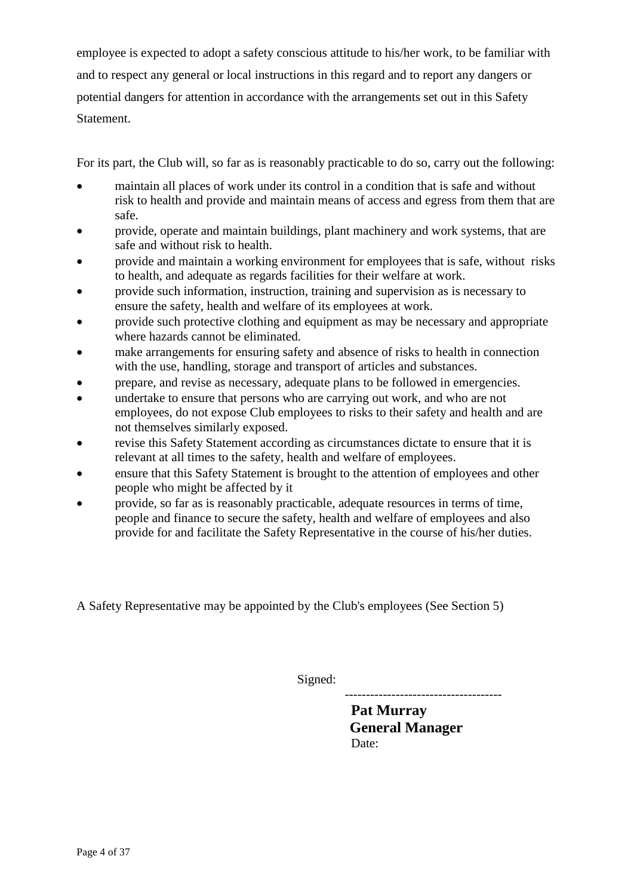employee is expected to adopt a safety conscious attitude to his/her work, to be familiar with and to respect any general or local instructions in this regard and to report any dangers or potential dangers for attention in accordance with the arrangements set out in this Safety Statement.

For its part, the Club will, so far as is reasonably practicable to do so, carry out the following:

- maintain all places of work under its control in a condition that is safe and without risk to health and provide and maintain means of access and egress from them that are safe.
- provide, operate and maintain buildings, plant machinery and work systems, that are safe and without risk to health.
- provide and maintain a working environment for employees that is safe, without risks to health, and adequate as regards facilities for their welfare at work.
- provide such information, instruction, training and supervision as is necessary to ensure the safety, health and welfare of its employees at work.
- provide such protective clothing and equipment as may be necessary and appropriate where hazards cannot be eliminated.
- make arrangements for ensuring safety and absence of risks to health in connection with the use, handling, storage and transport of articles and substances.
- prepare, and revise as necessary, adequate plans to be followed in emergencies.
- undertake to ensure that persons who are carrying out work, and who are not employees, do not expose Club employees to risks to their safety and health and are not themselves similarly exposed.
- revise this Safety Statement according as circumstances dictate to ensure that it is relevant at all times to the safety, health and welfare of employees.
- ensure that this Safety Statement is brought to the attention of employees and other people who might be affected by it
- provide, so far as is reasonably practicable, adequate resources in terms of time, people and finance to secure the safety, health and welfare of employees and also provide for and facilitate the Safety Representative in the course of his/her duties.

A Safety Representative may be appointed by the Club's employees (See Section 5)

Signed:

------------------------------------

**Pat Murray**
**General Manager**
Date: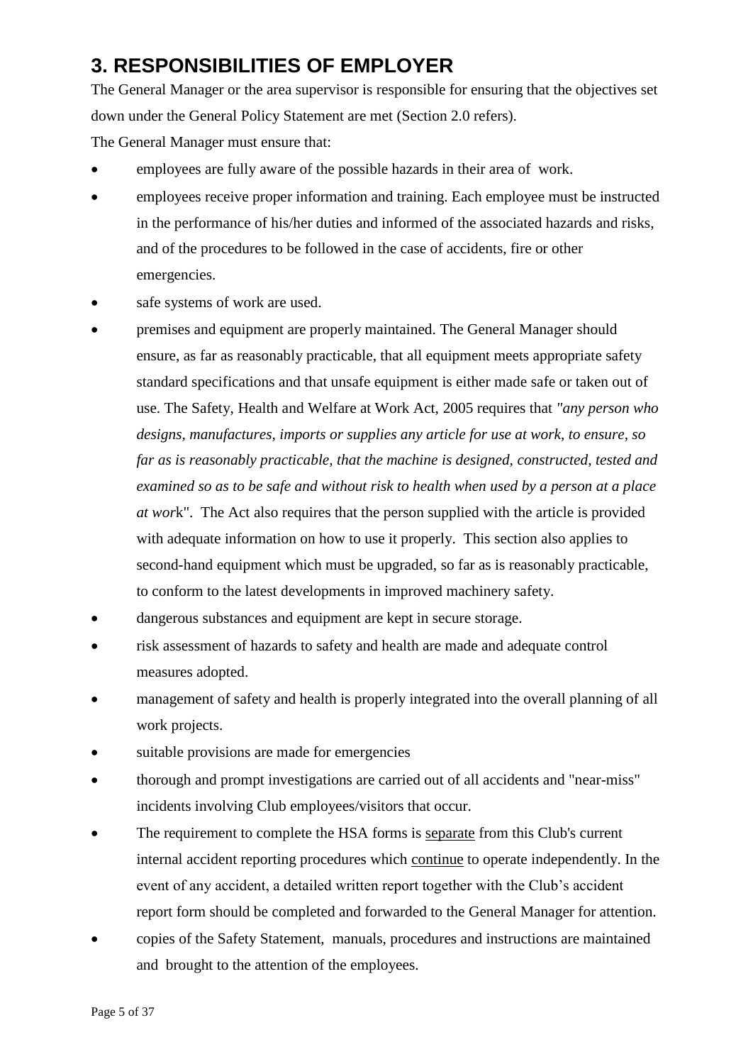# 3. RESPONSIBILITIES OF EMPLOYER

The General Manager or the area supervisor is responsible for ensuring that the objectives set down under the General Policy Statement are met (Section 2.0 refers).

The General Manager must ensure that:

- employees are fully aware of the possible hazards in their area of work.
- employees receive proper information and training. Each employee must be instructed in the performance of his/her duties and informed of the associated hazards and risks, and of the procedures to be followed in the case of accidents, fire or other emergencies.
- safe systems of work are used.
- premises and equipment are properly maintained. The General Manager should ensure, as far as reasonably practicable, that all equipment meets appropriate safety standard specifications and that unsafe equipment is either made safe or taken out of use. The Safety, Health and Welfare at Work Act, 2005 requires that *"any person who designs, manufactures, imports or supplies any article for use at work, to ensure, so far as is reasonably practicable, that the machine is designed, constructed, tested and examined so as to be safe and without risk to health when used by a person at a place at work*". The Act also requires that the person supplied with the article is provided with adequate information on how to use it properly. This section also applies to second-hand equipment which must be upgraded, so far as is reasonably practicable, to conform to the latest developments in improved machinery safety.
- dangerous substances and equipment are kept in secure storage.
- risk assessment of hazards to safety and health are made and adequate control measures adopted.
- management of safety and health is properly integrated into the overall planning of all work projects.
- suitable provisions are made for emergencies
- thorough and prompt investigations are carried out of all accidents and "near-miss" incidents involving Club employees/visitors that occur.
- The requirement to complete the HSA forms is <u>separate</u> from this Club's current internal accident reporting procedures which <u>continue</u> to operate independently. In the event of any accident, a detailed written report together with the Club's accident report form should be completed and forwarded to the General Manager for attention.
- copies of the Safety Statement, manuals, procedures and instructions are maintained and brought to the attention of the employees.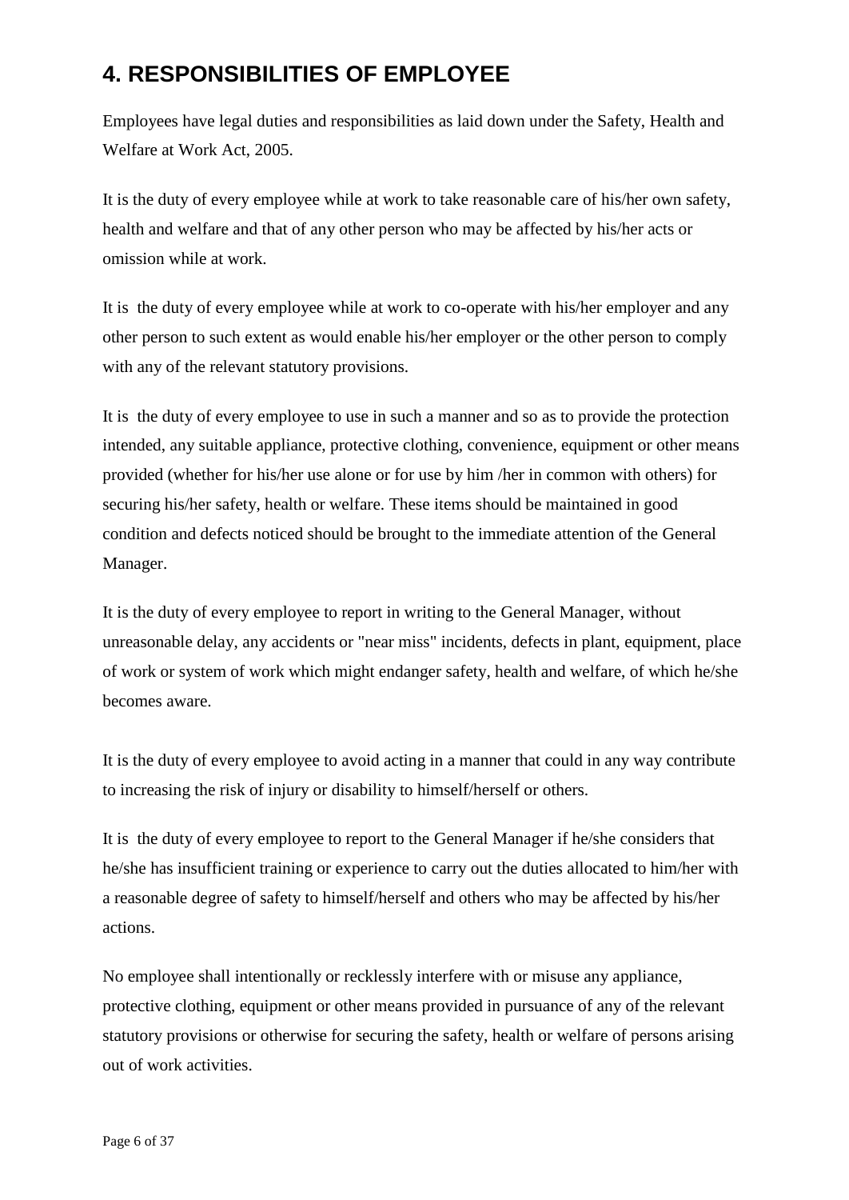## 4. RESPONSIBILITIES OF EMPLOYEE

Employees have legal duties and responsibilities as laid down under the Safety, Health and Welfare at Work Act, 2005.

It is the duty of every employee while at work to take reasonable care of his/her own safety, health and welfare and that of any other person who may be affected by his/her acts or omission while at work.

It is the duty of every employee while at work to co-operate with his/her employer and any other person to such extent as would enable his/her employer or the other person to comply with any of the relevant statutory provisions.

It is the duty of every employee to use in such a manner and so as to provide the protection intended, any suitable appliance, protective clothing, convenience, equipment or other means provided (whether for his/her use alone or for use by him /her in common with others) for securing his/her safety, health or welfare. These items should be maintained in good condition and defects noticed should be brought to the immediate attention of the General Manager.

It is the duty of every employee to report in writing to the General Manager, without unreasonable delay, any accidents or "near miss" incidents, defects in plant, equipment, place of work or system of work which might endanger safety, health and welfare, of which he/she becomes aware.

It is the duty of every employee to avoid acting in a manner that could in any way contribute to increasing the risk of injury or disability to himself/herself or others.

It is the duty of every employee to report to the General Manager if he/she considers that he/she has insufficient training or experience to carry out the duties allocated to him/her with a reasonable degree of safety to himself/herself and others who may be affected by his/her actions.

No employee shall intentionally or recklessly interfere with or misuse any appliance, protective clothing, equipment or other means provided in pursuance of any of the relevant statutory provisions or otherwise for securing the safety, health or welfare of persons arising out of work activities.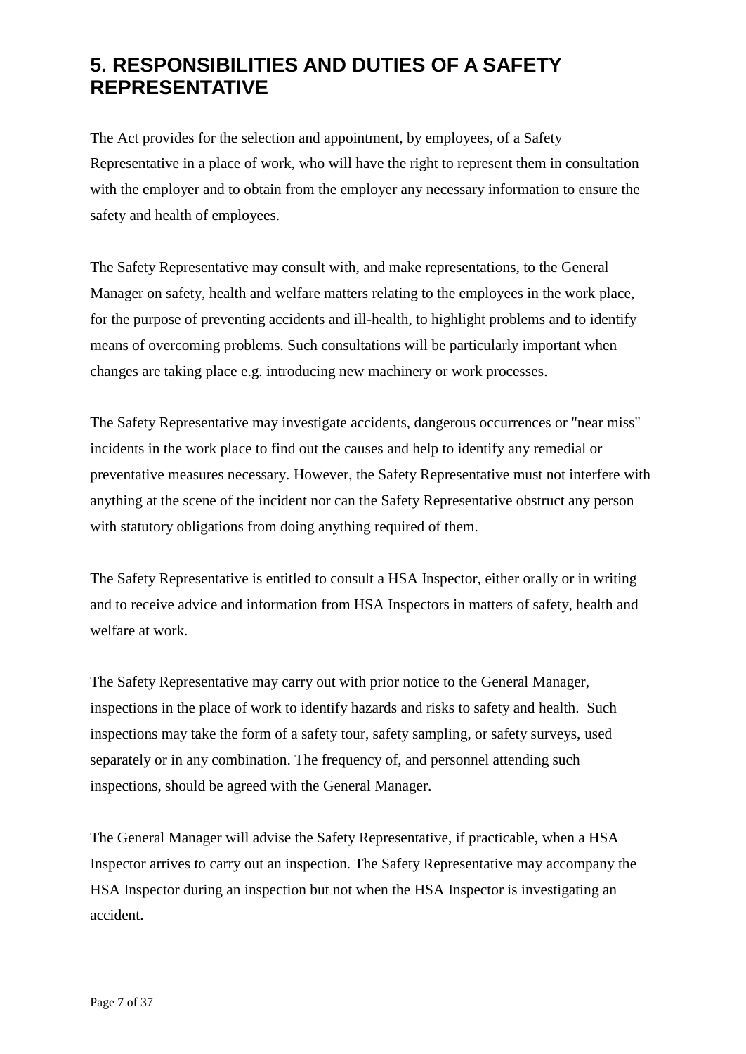## 5. RESPONSIBILITIES AND DUTIES OF A SAFETY REPRESENTATIVE

The Act provides for the selection and appointment, by employees, of a Safety Representative in a place of work, who will have the right to represent them in consultation with the employer and to obtain from the employer any necessary information to ensure the safety and health of employees.

The Safety Representative may consult with, and make representations, to the General Manager on safety, health and welfare matters relating to the employees in the work place, for the purpose of preventing accidents and ill-health, to highlight problems and to identify means of overcoming problems. Such consultations will be particularly important when changes are taking place e.g. introducing new machinery or work processes.

The Safety Representative may investigate accidents, dangerous occurrences or "near miss" incidents in the work place to find out the causes and help to identify any remedial or preventative measures necessary. However, the Safety Representative must not interfere with anything at the scene of the incident nor can the Safety Representative obstruct any person with statutory obligations from doing anything required of them.

The Safety Representative is entitled to consult a HSA Inspector, either orally or in writing and to receive advice and information from HSA Inspectors in matters of safety, health and welfare at work.

The Safety Representative may carry out with prior notice to the General Manager, inspections in the place of work to identify hazards and risks to safety and health. Such inspections may take the form of a safety tour, safety sampling, or safety surveys, used separately or in any combination. The frequency of, and personnel attending such inspections, should be agreed with the General Manager.

The General Manager will advise the Safety Representative, if practicable, when a HSA Inspector arrives to carry out an inspection. The Safety Representative may accompany the HSA Inspector during an inspection but not when the HSA Inspector is investigating an accident.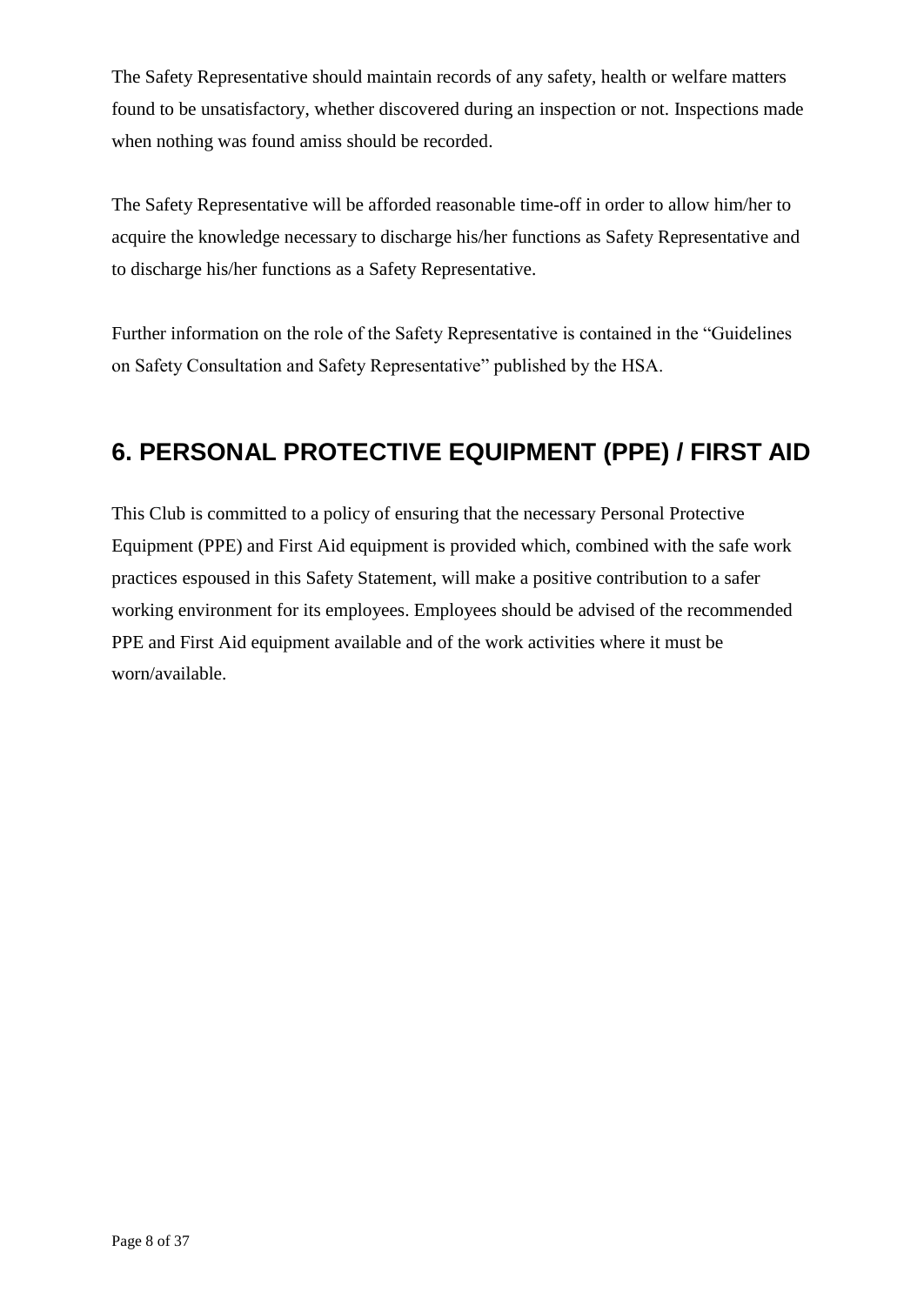The Safety Representative should maintain records of any safety, health or welfare matters found to be unsatisfactory, whether discovered during an inspection or not. Inspections made when nothing was found amiss should be recorded.

The Safety Representative will be afforded reasonable time-off in order to allow him/her to acquire the knowledge necessary to discharge his/her functions as Safety Representative and to discharge his/her functions as a Safety Representative.

Further information on the role of the Safety Representative is contained in the "Guidelines on Safety Consultation and Safety Representative" published by the HSA.

## 6. PERSONAL PROTECTIVE EQUIPMENT (PPE) / FIRST AID

This Club is committed to a policy of ensuring that the necessary Personal Protective Equipment (PPE) and First Aid equipment is provided which, combined with the safe work practices espoused in this Safety Statement, will make a positive contribution to a safer working environment for its employees. Employees should be advised of the recommended PPE and First Aid equipment available and of the work activities where it must be worn/available.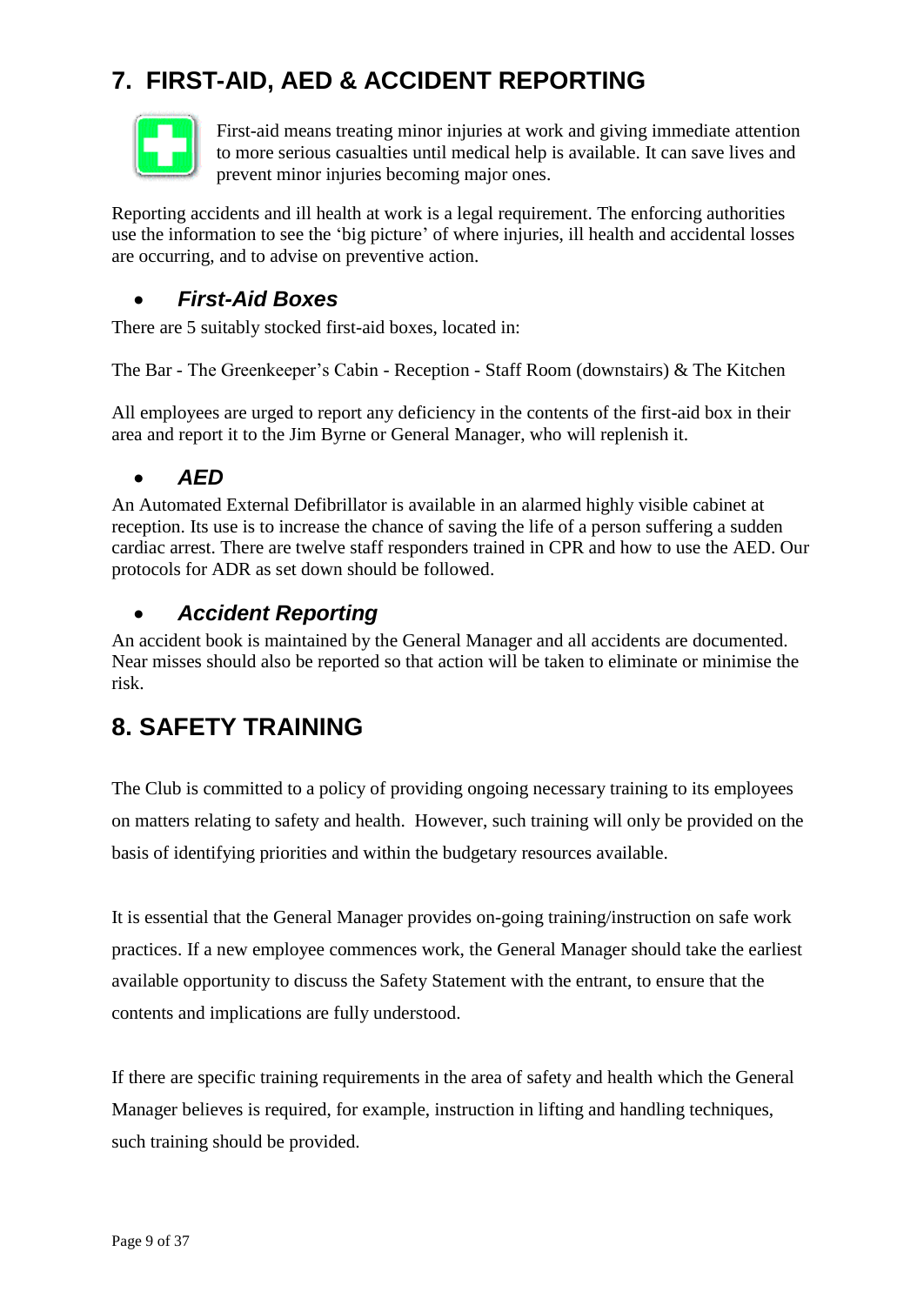## 7. FIRST-AID, AED & ACCIDENT REPORTING

First-aid means treating minor injuries at work and giving immediate attention to more serious casualties until medical help is available. It can save lives and prevent minor injuries becoming major ones.

Reporting accidents and ill health at work is a legal requirement. The enforcing authorities use the information to see the 'big picture' of where injuries, ill health and accidental losses are occurring, and to advise on preventive action.

- ***First-Aid Boxes***

There are 5 suitably stocked first-aid boxes, located in:

The Bar - The Greenkeeper's Cabin - Reception - Staff Room (downstairs) & The Kitchen

All employees are urged to report any deficiency in the contents of the first-aid box in their area and report it to the Jim Byrne or General Manager, who will replenish it.

- ***AED***

An Automated External Defibrillator is available in an alarmed highly visible cabinet at reception. Its use is to increase the chance of saving the life of a person suffering a sudden cardiac arrest. There are twelve staff responders trained in CPR and how to use the AED. Our protocols for ADR as set down should be followed.

- ***Accident Reporting***

An accident book is maintained by the General Manager and all accidents are documented. Near misses should also be reported so that action will be taken to eliminate or minimise the risk.

## 8. SAFETY TRAINING

The Club is committed to a policy of providing ongoing necessary training to its employees on matters relating to safety and health. However, such training will only be provided on the basis of identifying priorities and within the budgetary resources available.

It is essential that the General Manager provides on-going training/instruction on safe work practices. If a new employee commences work, the General Manager should take the earliest available opportunity to discuss the Safety Statement with the entrant, to ensure that the contents and implications are fully understood.

If there are specific training requirements in the area of safety and health which the General Manager believes is required, for example, instruction in lifting and handling techniques, such training should be provided.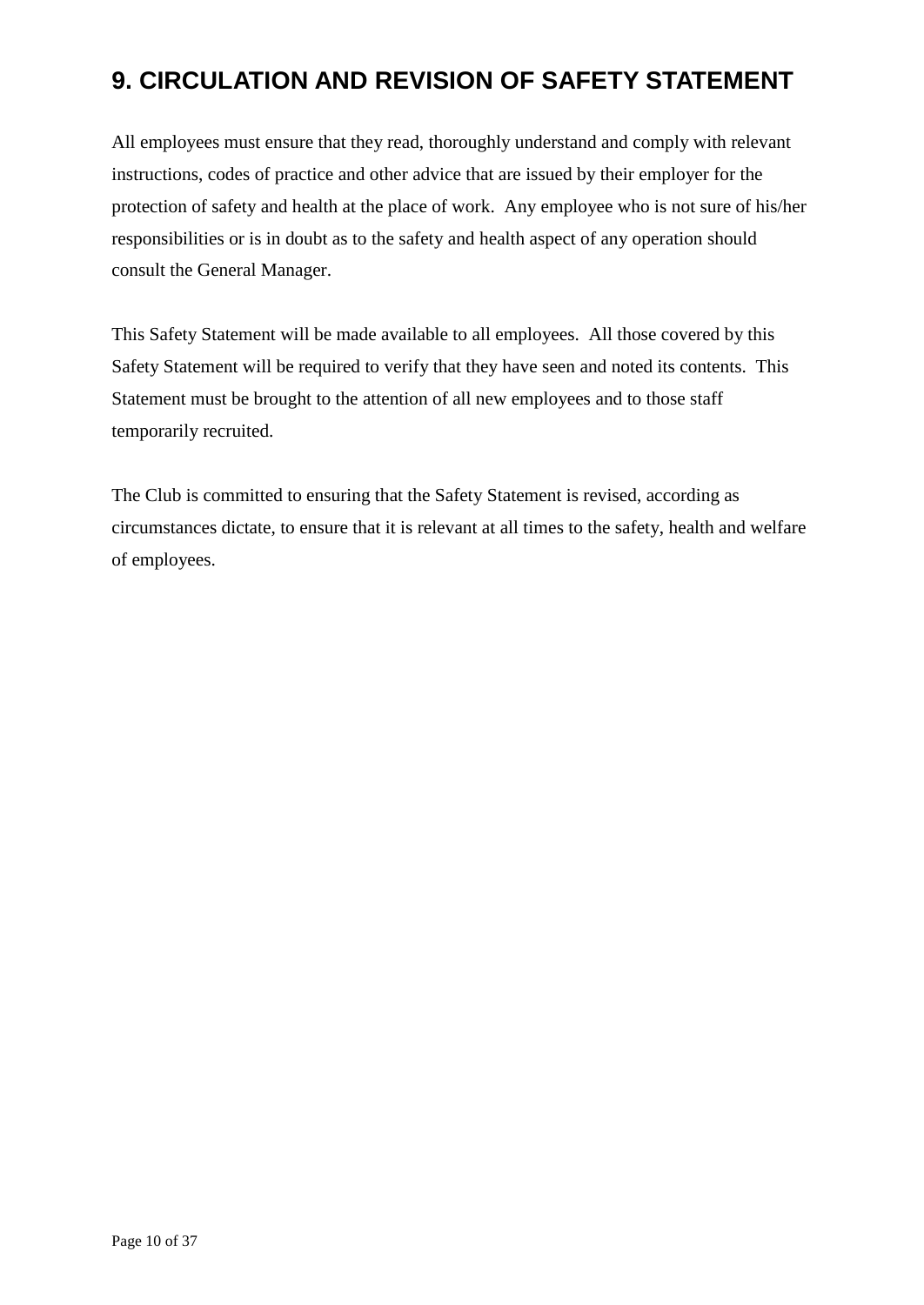# 9. CIRCULATION AND REVISION OF SAFETY STATEMENT

All employees must ensure that they read, thoroughly understand and comply with relevant instructions, codes of practice and other advice that are issued by their employer for the protection of safety and health at the place of work.  Any employee who is not sure of his/her responsibilities or is in doubt as to the safety and health aspect of any operation should consult the General Manager.

This Safety Statement will be made available to all employees.  All those covered by this Safety Statement will be required to verify that they have seen and noted its contents.  This Statement must be brought to the attention of all new employees and to those staff temporarily recruited.

The Club is committed to ensuring that the Safety Statement is revised, according as circumstances dictate, to ensure that it is relevant at all times to the safety, health and welfare of employees.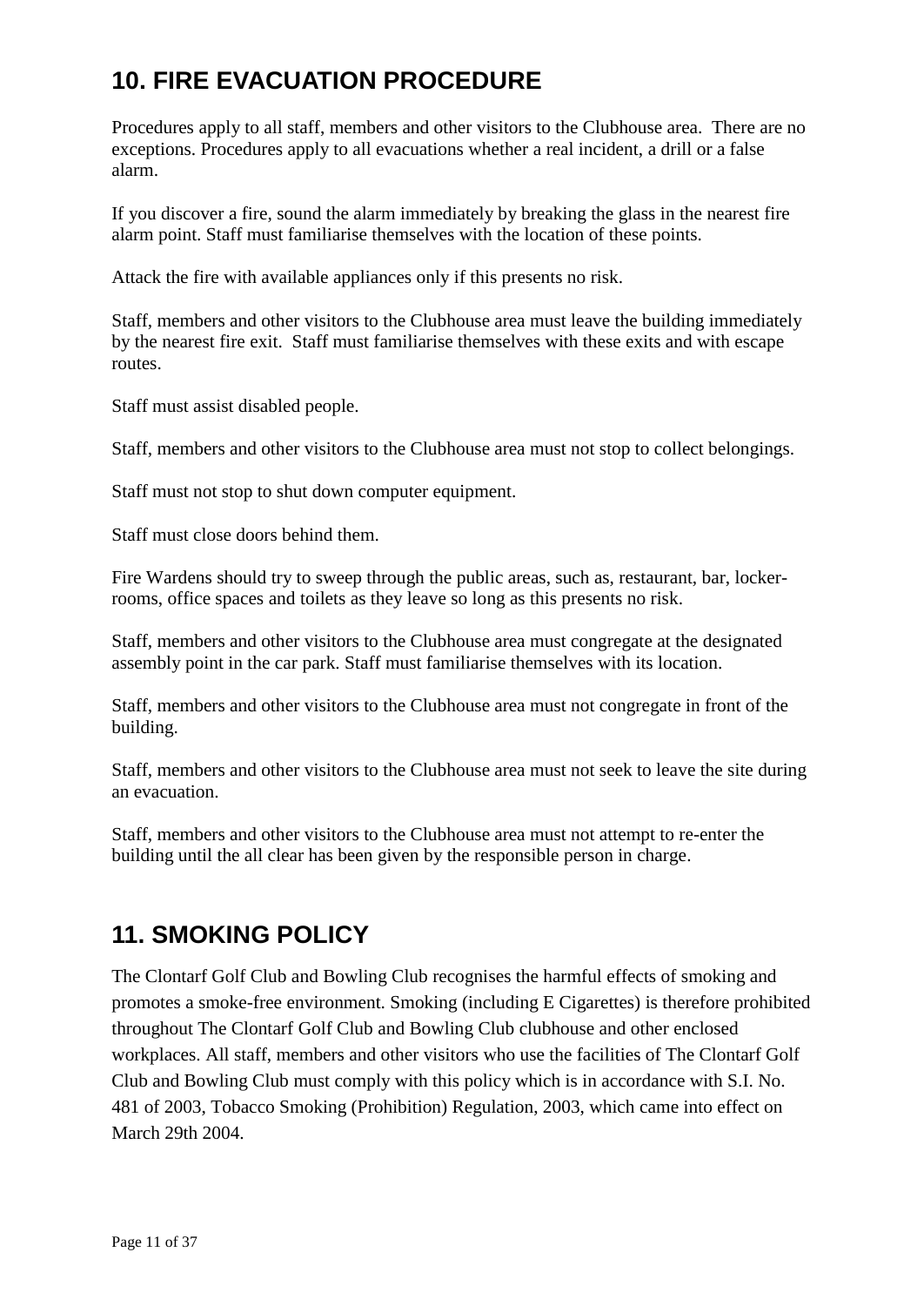## 10. FIRE EVACUATION PROCEDURE

Procedures apply to all staff, members and other visitors to the Clubhouse area. There are no exceptions. Procedures apply to all evacuations whether a real incident, a drill or a false alarm.

If you discover a fire, sound the alarm immediately by breaking the glass in the nearest fire alarm point. Staff must familiarise themselves with the location of these points.

Attack the fire with available appliances only if this presents no risk.

Staff, members and other visitors to the Clubhouse area must leave the building immediately by the nearest fire exit. Staff must familiarise themselves with these exits and with escape routes.

Staff must assist disabled people.

Staff, members and other visitors to the Clubhouse area must not stop to collect belongings.

Staff must not stop to shut down computer equipment.

Staff must close doors behind them.

Fire Wardens should try to sweep through the public areas, such as, restaurant, bar, locker-rooms, office spaces and toilets as they leave so long as this presents no risk.

Staff, members and other visitors to the Clubhouse area must congregate at the designated assembly point in the car park. Staff must familiarise themselves with its location.

Staff, members and other visitors to the Clubhouse area must not congregate in front of the building.

Staff, members and other visitors to the Clubhouse area must not seek to leave the site during an evacuation.

Staff, members and other visitors to the Clubhouse area must not attempt to re-enter the building until the all clear has been given by the responsible person in charge.

## 11. SMOKING POLICY

The Clontarf Golf Club and Bowling Club recognises the harmful effects of smoking and promotes a smoke-free environment. Smoking (including E Cigarettes) is therefore prohibited throughout The Clontarf Golf Club and Bowling Club clubhouse and other enclosed workplaces. All staff, members and other visitors who use the facilities of The Clontarf Golf Club and Bowling Club must comply with this policy which is in accordance with S.I. No. 481 of 2003, Tobacco Smoking (Prohibition) Regulation, 2003, which came into effect on March 29th 2004.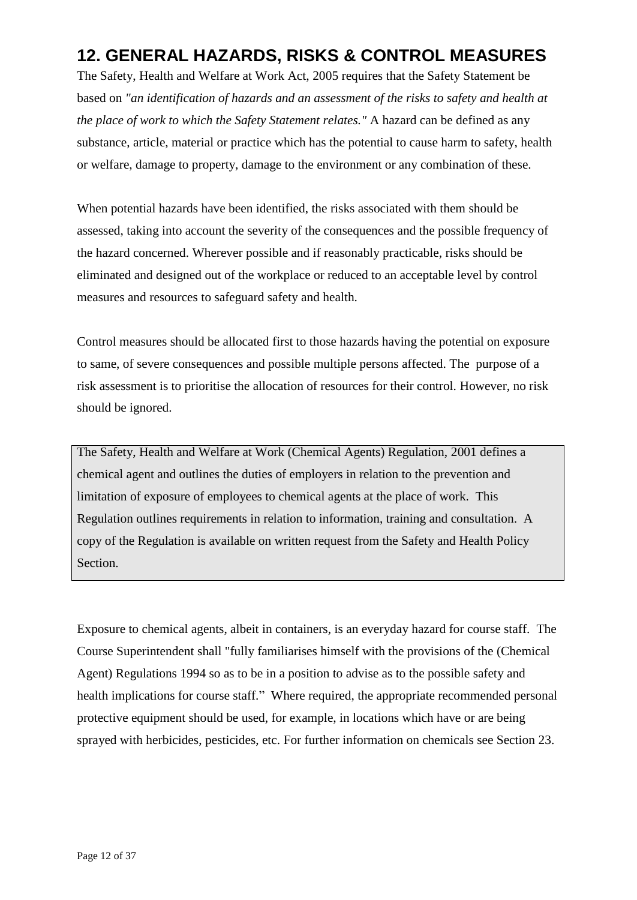## 12. GENERAL HAZARDS, RISKS & CONTROL MEASURES

The Safety, Health and Welfare at Work Act, 2005 requires that the Safety Statement be based on *"an identification of hazards and an assessment of the risks to safety and health at the place of work to which the Safety Statement relates."* A hazard can be defined as any substance, article, material or practice which has the potential to cause harm to safety, health or welfare, damage to property, damage to the environment or any combination of these.

When potential hazards have been identified, the risks associated with them should be assessed, taking into account the severity of the consequences and the possible frequency of the hazard concerned. Wherever possible and if reasonably practicable, risks should be eliminated and designed out of the workplace or reduced to an acceptable level by control measures and resources to safeguard safety and health.

Control measures should be allocated first to those hazards having the potential on exposure to same, of severe consequences and possible multiple persons affected. The purpose of a risk assessment is to prioritise the allocation of resources for their control. However, no risk should be ignored.

> The Safety, Health and Welfare at Work (Chemical Agents) Regulation, 2001 defines a chemical agent and outlines the duties of employers in relation to the prevention and limitation of exposure of employees to chemical agents at the place of work. This Regulation outlines requirements in relation to information, training and consultation. A copy of the Regulation is available on written request from the Safety and Health Policy Section.

Exposure to chemical agents, albeit in containers, is an everyday hazard for course staff. The Course Superintendent shall "fully familiarises himself with the provisions of the (Chemical Agent) Regulations 1994 so as to be in a position to advise as to the possible safety and health implications for course staff." Where required, the appropriate recommended personal protective equipment should be used, for example, in locations which have or are being sprayed with herbicides, pesticides, etc. For further information on chemicals see Section 23.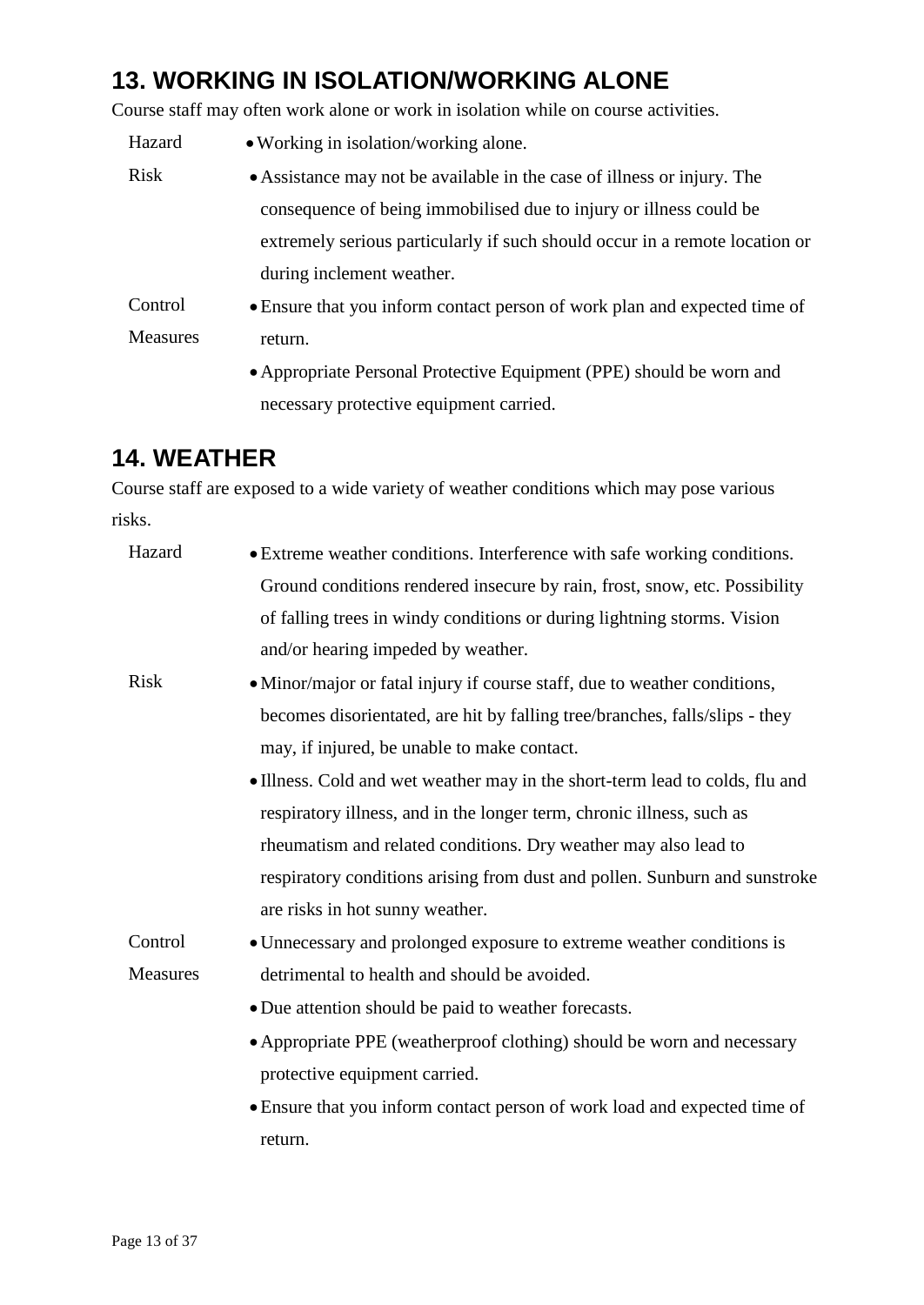## 13. WORKING IN ISOLATION/WORKING ALONE

Course staff may often work alone or work in isolation while on course activities.

| | |
|---|---|
| Hazard | • Working in isolation/working alone. |
| Risk | • Assistance may not be available in the case of illness or injury. The consequence of being immobilised due to injury or illness could be extremely serious particularly if such should occur in a remote location or during inclement weather. |
| Control Measures | • Ensure that you inform contact person of work plan and expected time of return.<br>• Appropriate Personal Protective Equipment (PPE) should be worn and necessary protective equipment carried. |

## 14. WEATHER

Course staff are exposed to a wide variety of weather conditions which may pose various risks.

| | |
|---|---|
| Hazard | • Extreme weather conditions. Interference with safe working conditions. Ground conditions rendered insecure by rain, frost, snow, etc. Possibility of falling trees in windy conditions or during lightning storms. Vision and/or hearing impeded by weather. |
| Risk | • Minor/major or fatal injury if course staff, due to weather conditions, becomes disorientated, are hit by falling tree/branches, falls/slips - they may, if injured, be unable to make contact.<br>• Illness. Cold and wet weather may in the short-term lead to colds, flu and respiratory illness, and in the longer term, chronic illness, such as rheumatism and related conditions. Dry weather may also lead to respiratory conditions arising from dust and pollen. Sunburn and sunstroke are risks in hot sunny weather. |
| Control Measures | • Unnecessary and prolonged exposure to extreme weather conditions is detrimental to health and should be avoided.<br>• Due attention should be paid to weather forecasts.<br>• Appropriate PPE (weatherproof clothing) should be worn and necessary protective equipment carried.<br>• Ensure that you inform contact person of work load and expected time of return. |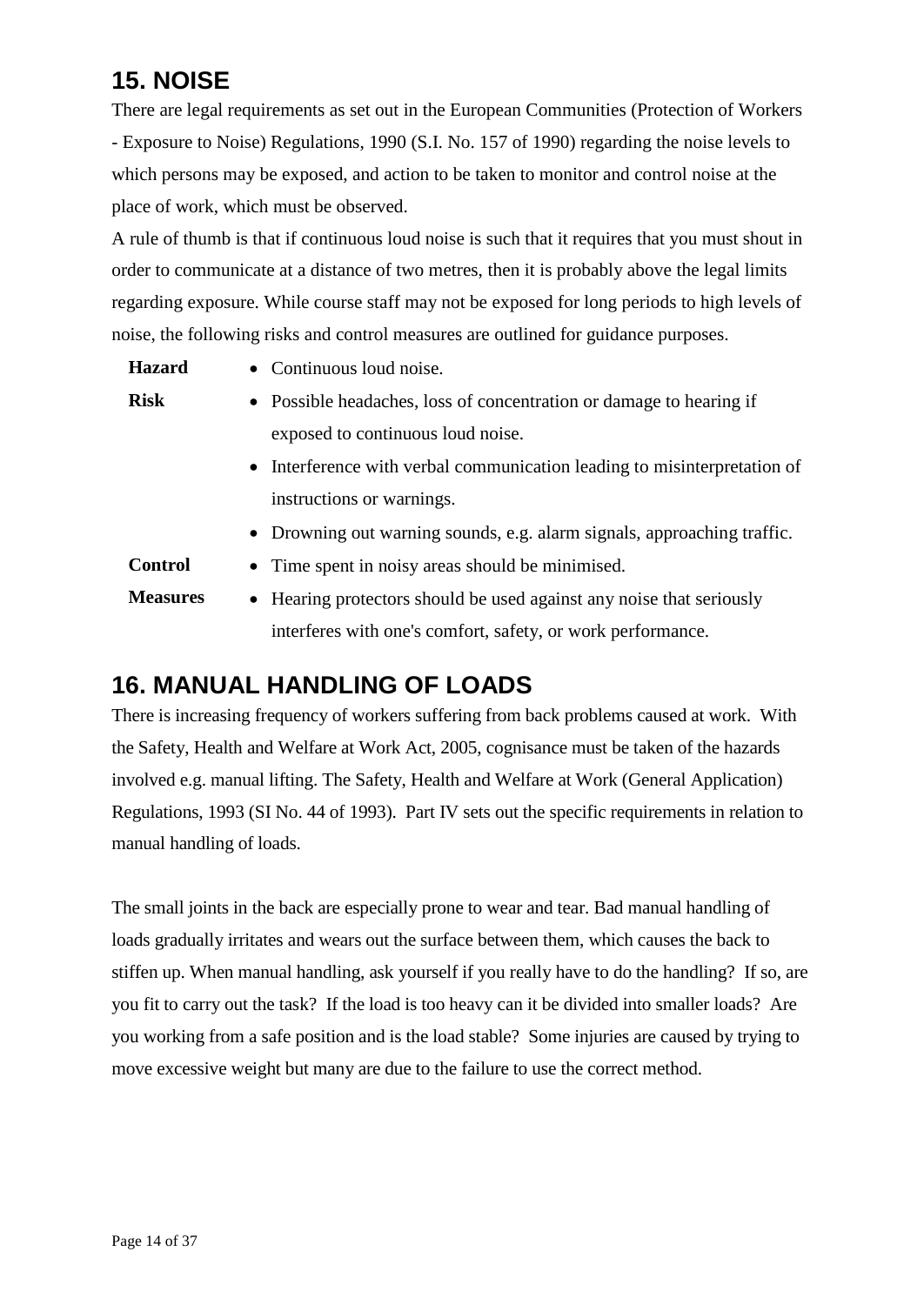## 15. NOISE

There are legal requirements as set out in the European Communities (Protection of Workers - Exposure to Noise) Regulations, 1990 (S.I. No. 157 of 1990) regarding the noise levels to which persons may be exposed, and action to be taken to monitor and control noise at the place of work, which must be observed.

A rule of thumb is that if continuous loud noise is such that it requires that you must shout in order to communicate at a distance of two metres, then it is probably above the legal limits regarding exposure. While course staff may not be exposed for long periods to high levels of noise, the following risks and control measures are outlined for guidance purposes.

| | |
|---|---|
| **Hazard** | • Continuous loud noise. |
| **Risk** | • Possible headaches, loss of concentration or damage to hearing if exposed to continuous loud noise.<br>• Interference with verbal communication leading to misinterpretation of instructions or warnings.<br>• Drowning out warning sounds, e.g. alarm signals, approaching traffic. |
| **Control Measures** | • Time spent in noisy areas should be minimised.<br>• Hearing protectors should be used against any noise that seriously interferes with one's comfort, safety, or work performance. |

## 16. MANUAL HANDLING OF LOADS

There is increasing frequency of workers suffering from back problems caused at work. With the Safety, Health and Welfare at Work Act, 2005, cognisance must be taken of the hazards involved e.g. manual lifting. The Safety, Health and Welfare at Work (General Application) Regulations, 1993 (SI No. 44 of 1993). Part IV sets out the specific requirements in relation to manual handling of loads.

The small joints in the back are especially prone to wear and tear. Bad manual handling of loads gradually irritates and wears out the surface between them, which causes the back to stiffen up. When manual handling, ask yourself if you really have to do the handling? If so, are you fit to carry out the task? If the load is too heavy can it be divided into smaller loads? Are you working from a safe position and is the load stable? Some injuries are caused by trying to move excessive weight but many are due to the failure to use the correct method.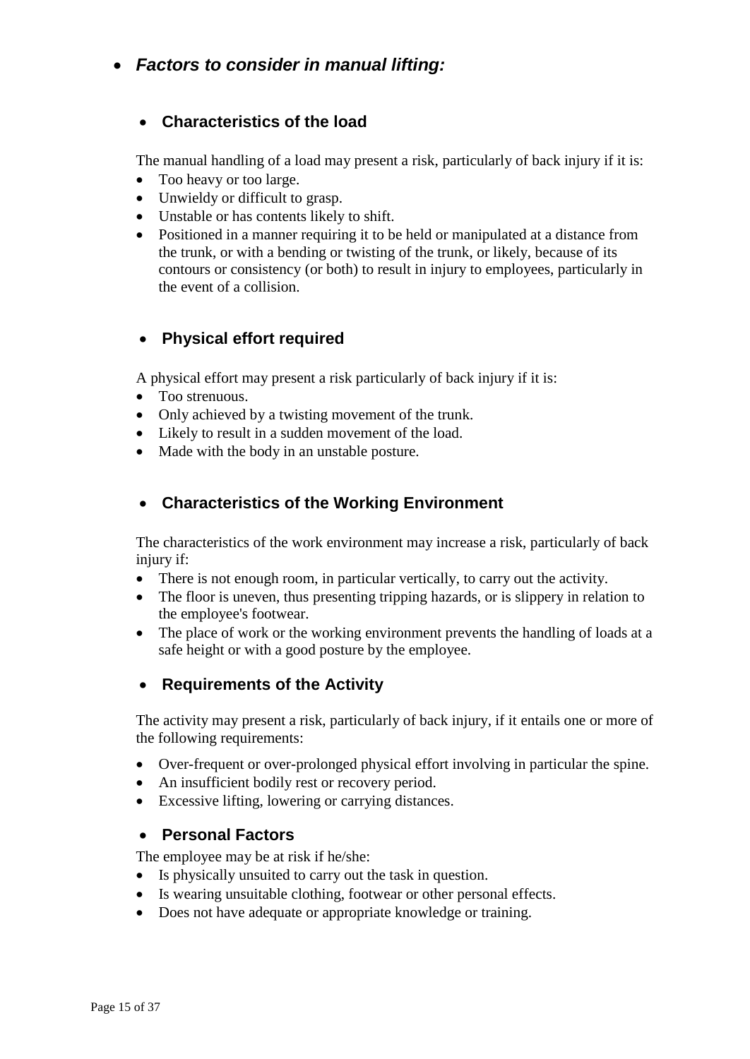- ***Factors to consider in manual lifting:***

### Characteristics of the load

The manual handling of a load may present a risk, particularly of back injury if it is:

- Too heavy or too large.
- Unwieldy or difficult to grasp.
- Unstable or has contents likely to shift.
- Positioned in a manner requiring it to be held or manipulated at a distance from the trunk, or with a bending or twisting of the trunk, or likely, because of its contours or consistency (or both) to result in injury to employees, particularly in the event of a collision.

### Physical effort required

A physical effort may present a risk particularly of back injury if it is:

- Too strenuous.
- Only achieved by a twisting movement of the trunk.
- Likely to result in a sudden movement of the load.
- Made with the body in an unstable posture.

### Characteristics of the Working Environment

The characteristics of the work environment may increase a risk, particularly of back injury if:

- There is not enough room, in particular vertically, to carry out the activity.
- The floor is uneven, thus presenting tripping hazards, or is slippery in relation to the employee's footwear.
- The place of work or the working environment prevents the handling of loads at a safe height or with a good posture by the employee.

### Requirements of the Activity

The activity may present a risk, particularly of back injury, if it entails one or more of the following requirements:

- Over-frequent or over-prolonged physical effort involving in particular the spine.
- An insufficient bodily rest or recovery period.
- Excessive lifting, lowering or carrying distances.

### Personal Factors

The employee may be at risk if he/she:

- Is physically unsuited to carry out the task in question.
- Is wearing unsuitable clothing, footwear or other personal effects.
- Does not have adequate or appropriate knowledge or training.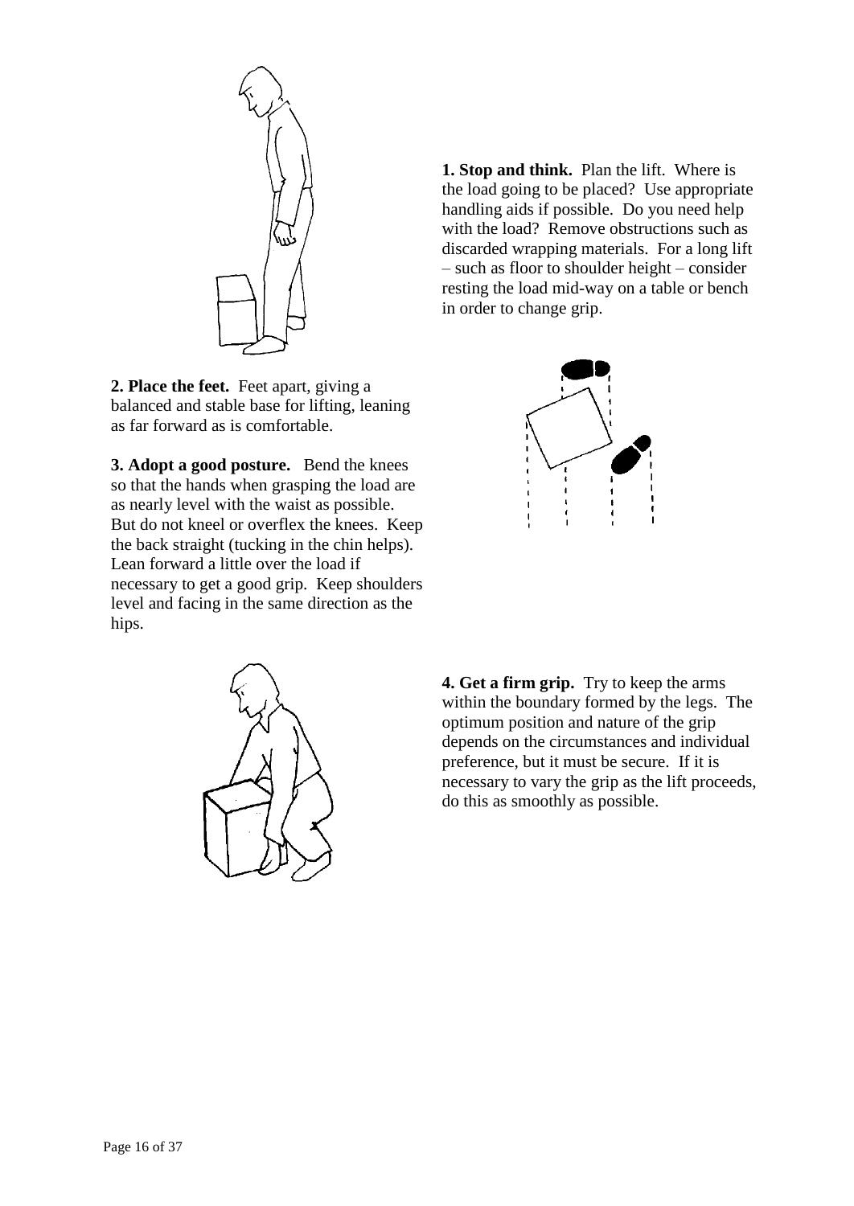**1. Stop and think.** Plan the lift. Where is the load going to be placed? Use appropriate handling aids if possible. Do you need help with the load? Remove obstructions such as discarded wrapping materials. For a long lift – such as floor to shoulder height – consider resting the load mid-way on a table or bench in order to change grip.

**2. Place the feet.** Feet apart, giving a balanced and stable base for lifting, leaning as far forward as is comfortable.

**3. Adopt a good posture.** Bend the knees so that the hands when grasping the load are as nearly level with the waist as possible. But do not kneel or overflex the knees. Keep the back straight (tucking in the chin helps). Lean forward a little over the load if necessary to get a good grip. Keep shoulders level and facing in the same direction as the hips.

**4. Get a firm grip.** Try to keep the arms within the boundary formed by the legs. The optimum position and nature of the grip depends on the circumstances and individual preference, but it must be secure. If it is necessary to vary the grip as the lift proceeds, do this as smoothly as possible.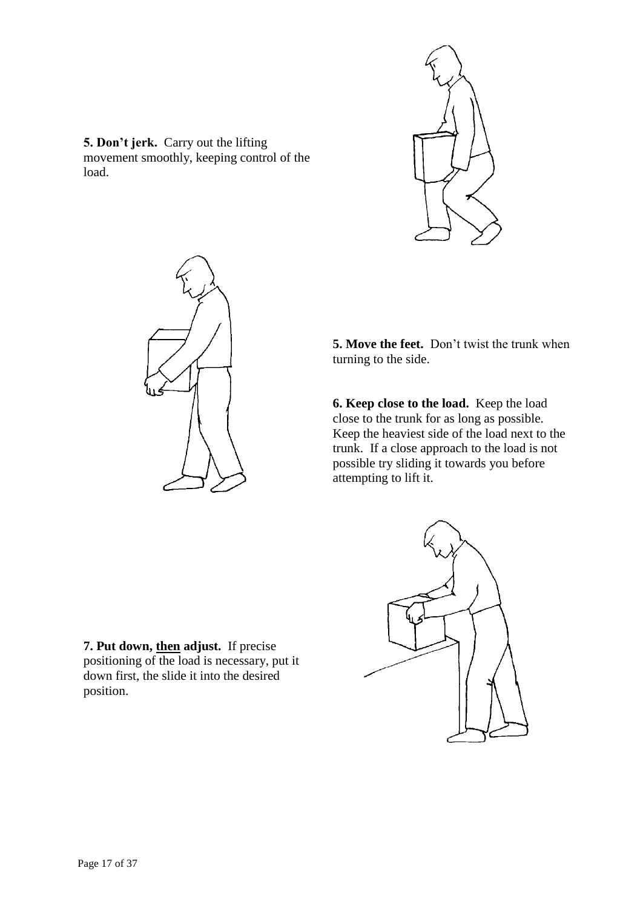**5. Don't jerk.** Carry out the lifting movement smoothly, keeping control of the load.

**5. Move the feet.** Don't twist the trunk when turning to the side.

**6. Keep close to the load.** Keep the load close to the trunk for as long as possible. Keep the heaviest side of the load next to the trunk. If a close approach to the load is not possible try sliding it towards you before attempting to lift it.

**7. Put down, <u>then</u> adjust.** If precise positioning of the load is necessary, put it down first, the slide it into the desired position.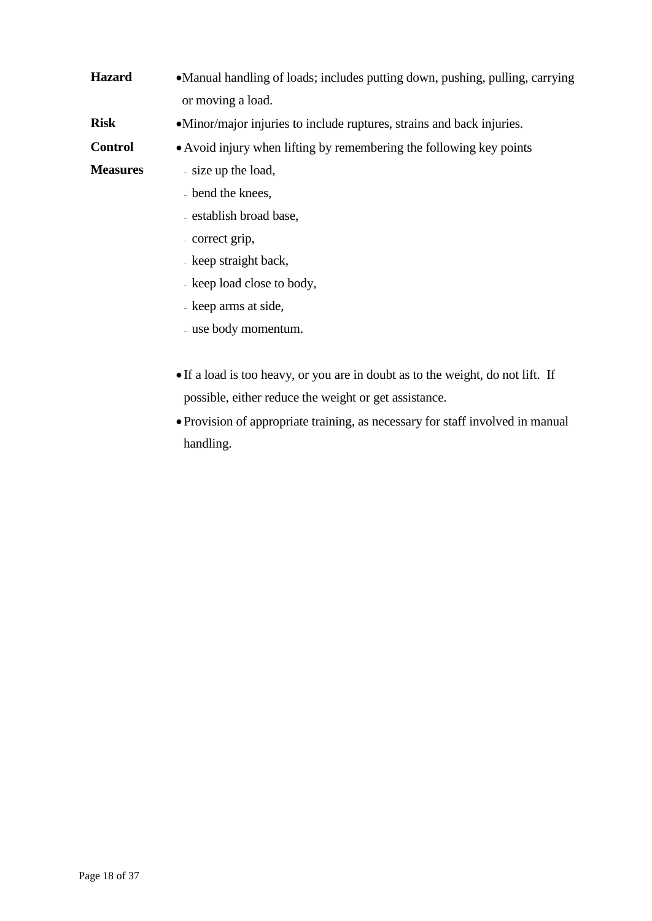| | |
|---|---|
| **Hazard** | • Manual handling of loads; includes putting down, pushing, pulling, carrying or moving a load. |
| **Risk** | • Minor/major injuries to include ruptures, strains and back injuries. |
| **Control Measures** | • Avoid injury when lifting by remembering the following key points<br>- size up the load,<br>- bend the knees,<br>- establish broad base,<br>- correct grip,<br>- keep straight back,<br>- keep load close to body,<br>- keep arms at side,<br>- use body momentum.<br><br>• If a load is too heavy, or you are in doubt as to the weight, do not lift. If possible, either reduce the weight or get assistance.<br>• Provision of appropriate training, as necessary for staff involved in manual handling. |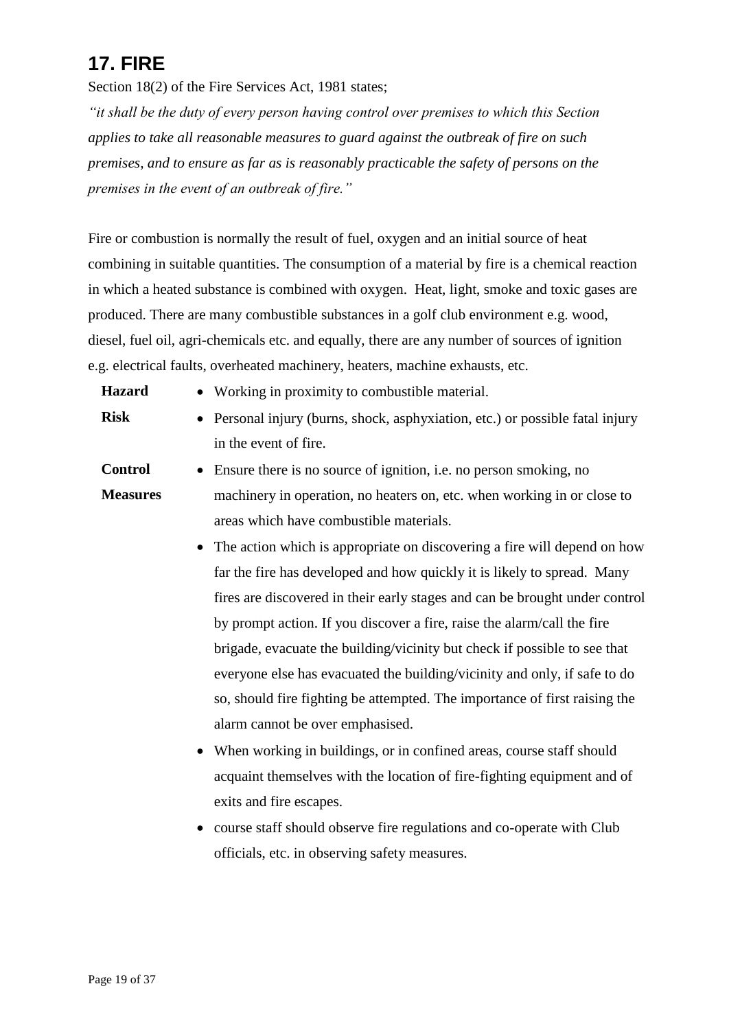## 17. FIRE

Section 18(2) of the Fire Services Act, 1981 states;

*"it shall be the duty of every person having control over premises to which this Section applies to take all reasonable measures to guard against the outbreak of fire on such premises, and to ensure as far as is reasonably practicable the safety of persons on the premises in the event of an outbreak of fire."*

Fire or combustion is normally the result of fuel, oxygen and an initial source of heat combining in suitable quantities. The consumption of a material by fire is a chemical reaction in which a heated substance is combined with oxygen. Heat, light, smoke and toxic gases are produced. There are many combustible substances in a golf club environment e.g. wood, diesel, fuel oil, agri-chemicals etc. and equally, there are any number of sources of ignition e.g. electrical faults, overheated machinery, heaters, machine exhausts, etc.

**Hazard**

- Working in proximity to combustible material.

**Risk**

- Personal injury (burns, shock, asphyxiation, etc.) or possible fatal injury in the event of fire.

**Control Measures**

- Ensure there is no source of ignition, i.e. no person smoking, no machinery in operation, no heaters on, etc. when working in or close to areas which have combustible materials.
- The action which is appropriate on discovering a fire will depend on how far the fire has developed and how quickly it is likely to spread. Many fires are discovered in their early stages and can be brought under control by prompt action. If you discover a fire, raise the alarm/call the fire brigade, evacuate the building/vicinity but check if possible to see that everyone else has evacuated the building/vicinity and only, if safe to do so, should fire fighting be attempted. The importance of first raising the alarm cannot be over emphasised.
- When working in buildings, or in confined areas, course staff should acquaint themselves with the location of fire-fighting equipment and of exits and fire escapes.
- course staff should observe fire regulations and co-operate with Club officials, etc. in observing safety measures.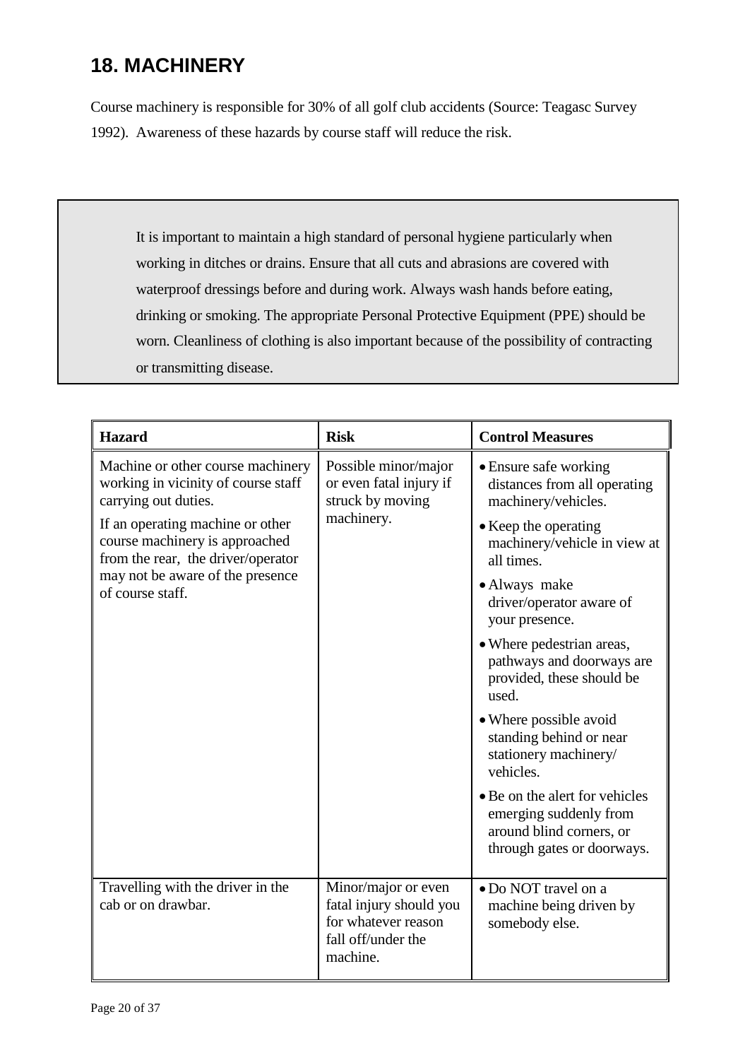## 18. MACHINERY

Course machinery is responsible for 30% of all golf club accidents (Source: Teagasc Survey 1992). Awareness of these hazards by course staff will reduce the risk.

> It is important to maintain a high standard of personal hygiene particularly when working in ditches or drains. Ensure that all cuts and abrasions are covered with waterproof dressings before and during work. Always wash hands before eating, drinking or smoking. The appropriate Personal Protective Equipment (PPE) should be worn. Cleanliness of clothing is also important because of the possibility of contracting or transmitting disease.

| Hazard | Risk | Control Measures |
|---|---|---|
| Machine or other course machinery working in vicinity of course staff carrying out duties.<br><br>If an operating machine or other course machinery is approached from the rear, the driver/operator may not be aware of the presence of course staff. | Possible minor/major or even fatal injury if struck by moving machinery. | • Ensure safe working distances from all operating machinery/vehicles.<br>• Keep the operating machinery/vehicle in view at all times.<br>• Always make driver/operator aware of your presence.<br>• Where pedestrian areas, pathways and doorways are provided, these should be used.<br>• Where possible avoid standing behind or near stationery machinery/ vehicles.<br>• Be on the alert for vehicles emerging suddenly from around blind corners, or through gates or doorways. |
| Travelling with the driver in the cab or on drawbar. | Minor/major or even fatal injury should you for whatever reason fall off/under the machine. | • Do NOT travel on a machine being driven by somebody else. |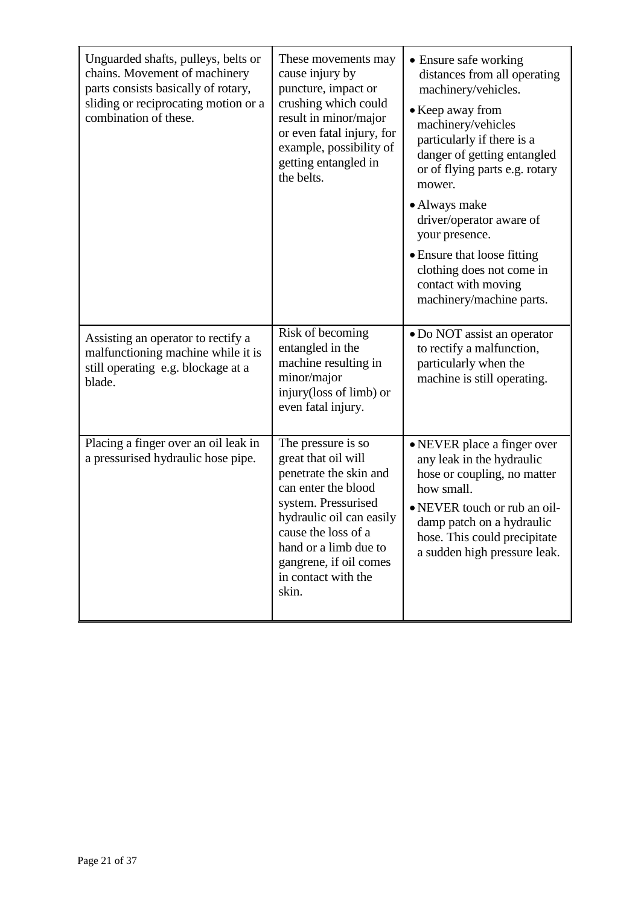| | | |
|---|---|---|
| Unguarded shafts, pulleys, belts or chains. Movement of machinery parts consists basically of rotary, sliding or reciprocating motion or a combination of these. | These movements may cause injury by puncture, impact or crushing which could result in minor/major or even fatal injury, for example, possibility of getting entangled in the belts. | • Ensure safe working distances from all operating machinery/vehicles.<br>• Keep away from machinery/vehicles particularly if there is a danger of getting entangled or of flying parts e.g. rotary mower.<br>• Always make driver/operator aware of your presence.<br>• Ensure that loose fitting clothing does not come in contact with moving machinery/machine parts. |
| Assisting an operator to rectify a malfunctioning machine while it is still operating e.g. blockage at a blade. | Risk of becoming entangled in the machine resulting in minor/major injury(loss of limb) or even fatal injury. | • Do NOT assist an operator to rectify a malfunction, particularly when the machine is still operating. |
| Placing a finger over an oil leak in a pressurised hydraulic hose pipe. | The pressure is so great that oil will penetrate the skin and can enter the blood system. Pressurised hydraulic oil can easily cause the loss of a hand or a limb due to gangrene, if oil comes in contact with the skin. | • NEVER place a finger over any leak in the hydraulic hose or coupling, no matter how small.<br>• NEVER touch or rub an oil-damp patch on a hydraulic hose. This could precipitate a sudden high pressure leak. |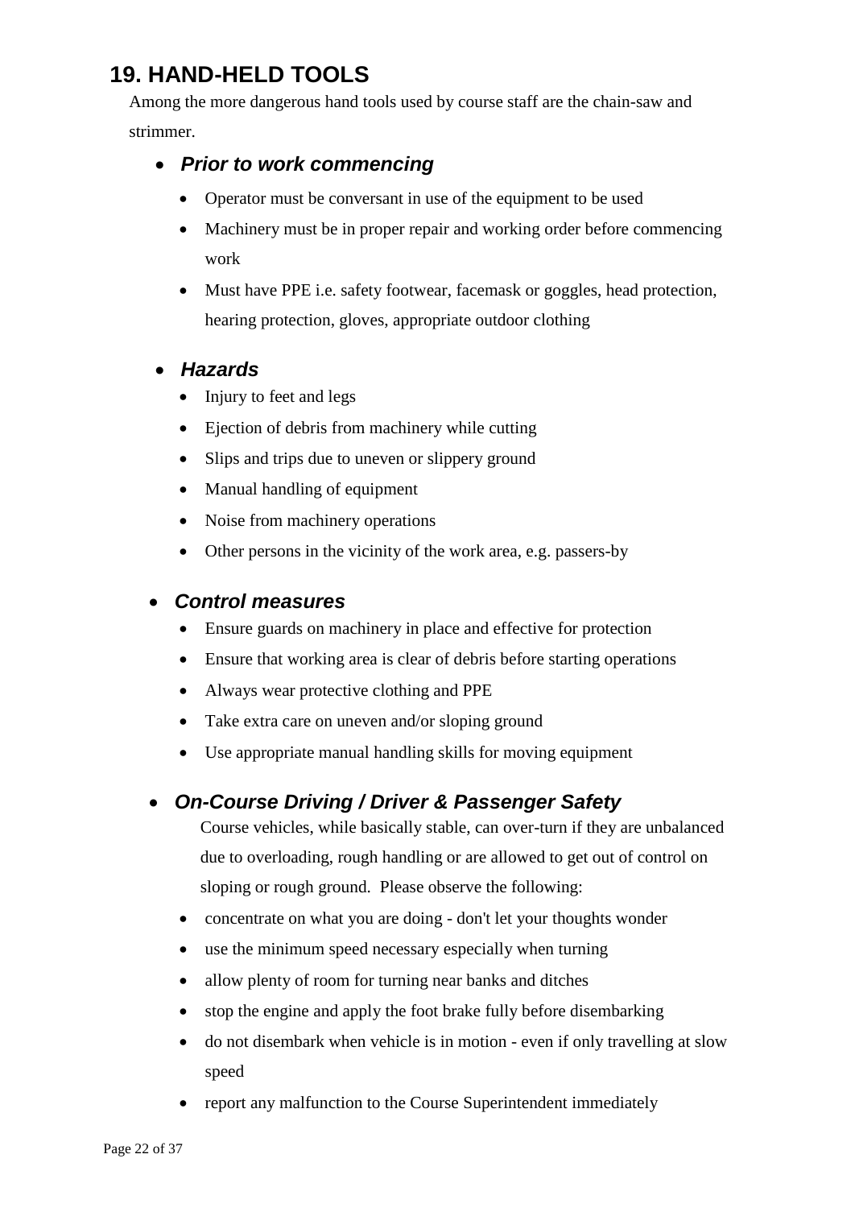## 19. HAND-HELD TOOLS

Among the more dangerous hand tools used by course staff are the chain-saw and strimmer.

- ***Prior to work commencing***
  - Operator must be conversant in use of the equipment to be used
  - Machinery must be in proper repair and working order before commencing work
  - Must have PPE i.e. safety footwear, facemask or goggles, head protection, hearing protection, gloves, appropriate outdoor clothing

- ***Hazards***
  - Injury to feet and legs
  - Ejection of debris from machinery while cutting
  - Slips and trips due to uneven or slippery ground
  - Manual handling of equipment
  - Noise from machinery operations
  - Other persons in the vicinity of the work area, e.g. passers-by

- ***Control measures***
  - Ensure guards on machinery in place and effective for protection
  - Ensure that working area is clear of debris before starting operations
  - Always wear protective clothing and PPE
  - Take extra care on uneven and/or sloping ground
  - Use appropriate manual handling skills for moving equipment

- ***On-Course Driving / Driver & Passenger Safety***

  Course vehicles, while basically stable, can over-turn if they are unbalanced due to overloading, rough handling or are allowed to get out of control on sloping or rough ground. Please observe the following:

  - concentrate on what you are doing - don't let your thoughts wonder
  - use the minimum speed necessary especially when turning
  - allow plenty of room for turning near banks and ditches
  - stop the engine and apply the foot brake fully before disembarking
  - do not disembark when vehicle is in motion - even if only travelling at slow speed
  - report any malfunction to the Course Superintendent immediately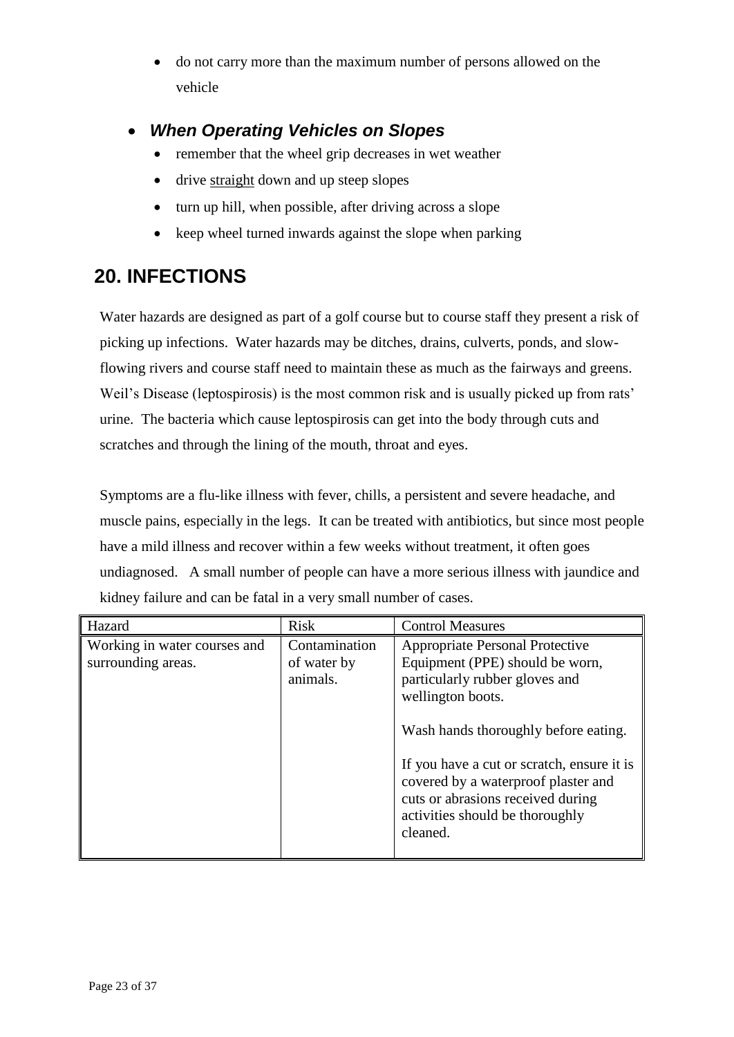- do not carry more than the maximum number of persons allowed on the vehicle

- ***When Operating Vehicles on Slopes***
  - remember that the wheel grip decreases in wet weather
  - drive straight down and up steep slopes
  - turn up hill, when possible, after driving across a slope
  - keep wheel turned inwards against the slope when parking

## 20. INFECTIONS

Water hazards are designed as part of a golf course but to course staff they present a risk of picking up infections. Water hazards may be ditches, drains, culverts, ponds, and slow-flowing rivers and course staff need to maintain these as much as the fairways and greens. Weil's Disease (leptospirosis) is the most common risk and is usually picked up from rats' urine. The bacteria which cause leptospirosis can get into the body through cuts and scratches and through the lining of the mouth, throat and eyes.

Symptoms are a flu-like illness with fever, chills, a persistent and severe headache, and muscle pains, especially in the legs. It can be treated with antibiotics, but since most people have a mild illness and recover within a few weeks without treatment, it often goes undiagnosed. A small number of people can have a more serious illness with jaundice and kidney failure and can be fatal in a very small number of cases.

| Hazard | Risk | Control Measures |
|---|---|---|
| Working in water courses and surrounding areas. | Contamination of water by animals. | Appropriate Personal Protective Equipment (PPE) should be worn, particularly rubber gloves and wellington boots.<br><br>Wash hands thoroughly before eating.<br><br>If you have a cut or scratch, ensure it is covered by a waterproof plaster and cuts or abrasions received during activities should be thoroughly cleaned. |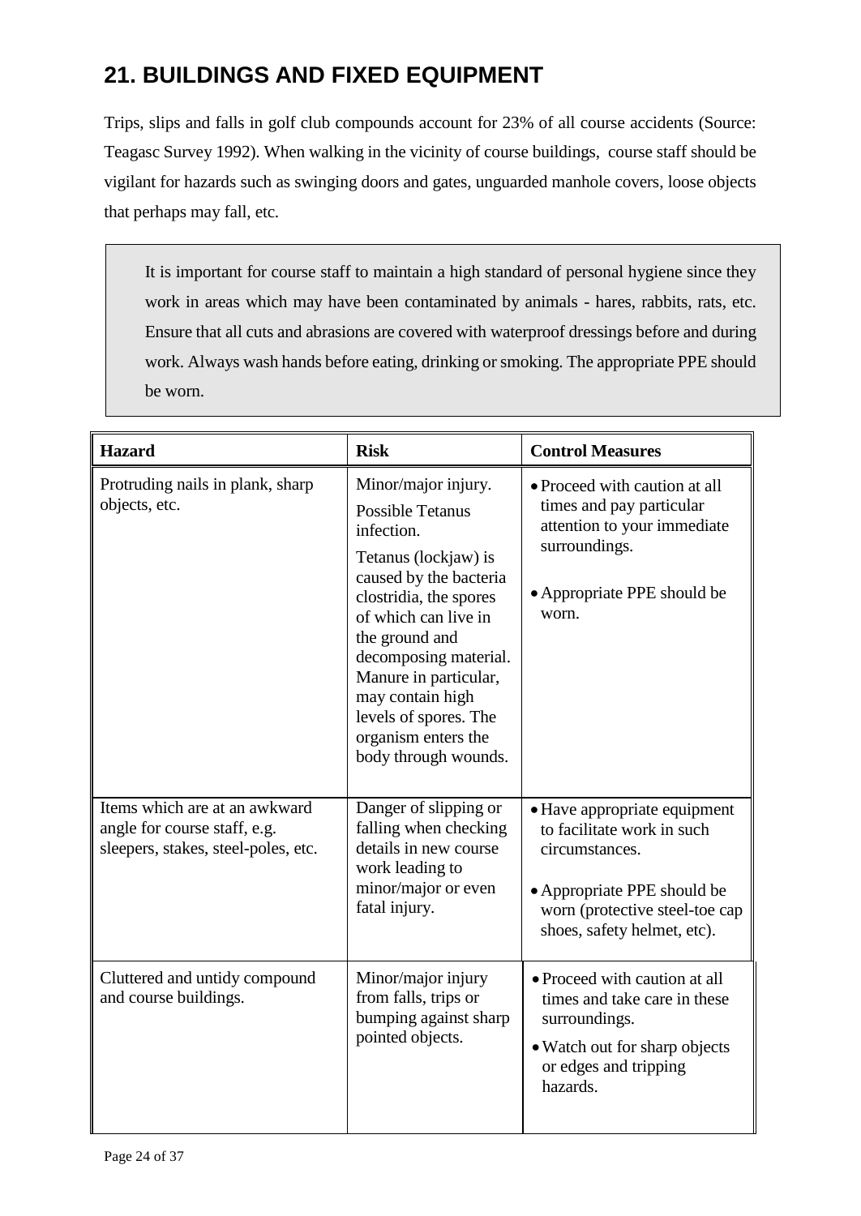## 21. BUILDINGS AND FIXED EQUIPMENT

Trips, slips and falls in golf club compounds account for 23% of all course accidents (Source: Teagasc Survey 1992). When walking in the vicinity of course buildings, course staff should be vigilant for hazards such as swinging doors and gates, unguarded manhole covers, loose objects that perhaps may fall, etc.

> It is important for course staff to maintain a high standard of personal hygiene since they work in areas which may have been contaminated by animals - hares, rabbits, rats, etc. Ensure that all cuts and abrasions are covered with waterproof dressings before and during work. Always wash hands before eating, drinking or smoking. The appropriate PPE should be worn.

| Hazard | Risk | Control Measures |
|---|---|---|
| Protruding nails in plank, sharp objects, etc. | Minor/major injury. Possible Tetanus infection. Tetanus (lockjaw) is caused by the bacteria clostridia, the spores of which can live in the ground and decomposing material. Manure in particular, may contain high levels of spores. The organism enters the body through wounds. | • Proceed with caution at all times and pay particular attention to your immediate surroundings. • Appropriate PPE should be worn. |
| Items which are at an awkward angle for course staff, e.g. sleepers, stakes, steel-poles, etc. | Danger of slipping or falling when checking details in new course work leading to minor/major or even fatal injury. | • Have appropriate equipment to facilitate work in such circumstances. • Appropriate PPE should be worn (protective steel-toe cap shoes, safety helmet, etc). |
| Cluttered and untidy compound and course buildings. | Minor/major injury from falls, trips or bumping against sharp pointed objects. | • Proceed with caution at all times and take care in these surroundings. • Watch out for sharp objects or edges and tripping hazards. |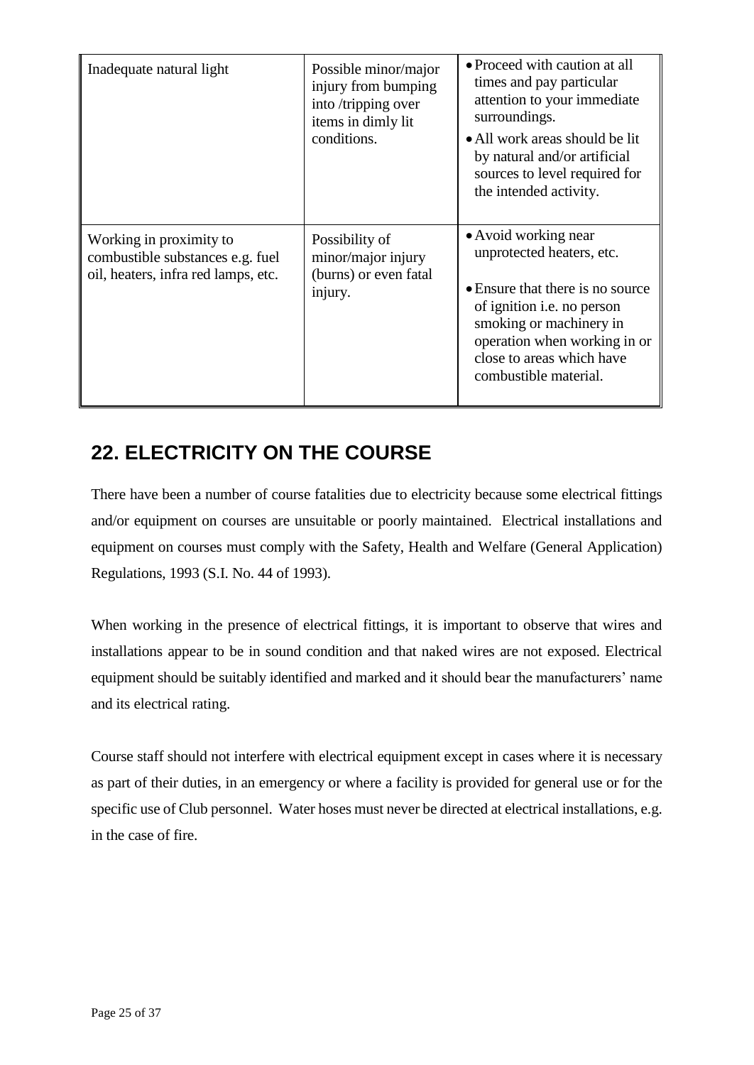| Inadequate natural light | Possible minor/major injury from bumping into /tripping over items in dimly lit conditions. | • Proceed with caution at all times and pay particular attention to your immediate surroundings.<br>• All work areas should be lit by natural and/or artificial sources to level required for the intended activity. |
|---|---|---|
| Working in proximity to combustible substances e.g. fuel oil, heaters, infra red lamps, etc. | Possibility of minor/major injury (burns) or even fatal injury. | • Avoid working near unprotected heaters, etc.<br>• Ensure that there is no source of ignition i.e. no person smoking or machinery in operation when working in or close to areas which have combustible material. |

## 22. ELECTRICITY ON THE COURSE

There have been a number of course fatalities due to electricity because some electrical fittings and/or equipment on courses are unsuitable or poorly maintained. Electrical installations and equipment on courses must comply with the Safety, Health and Welfare (General Application) Regulations, 1993 (S.I. No. 44 of 1993).

When working in the presence of electrical fittings, it is important to observe that wires and installations appear to be in sound condition and that naked wires are not exposed. Electrical equipment should be suitably identified and marked and it should bear the manufacturers' name and its electrical rating.

Course staff should not interfere with electrical equipment except in cases where it is necessary as part of their duties, in an emergency or where a facility is provided for general use or for the specific use of Club personnel. Water hoses must never be directed at electrical installations, e.g. in the case of fire.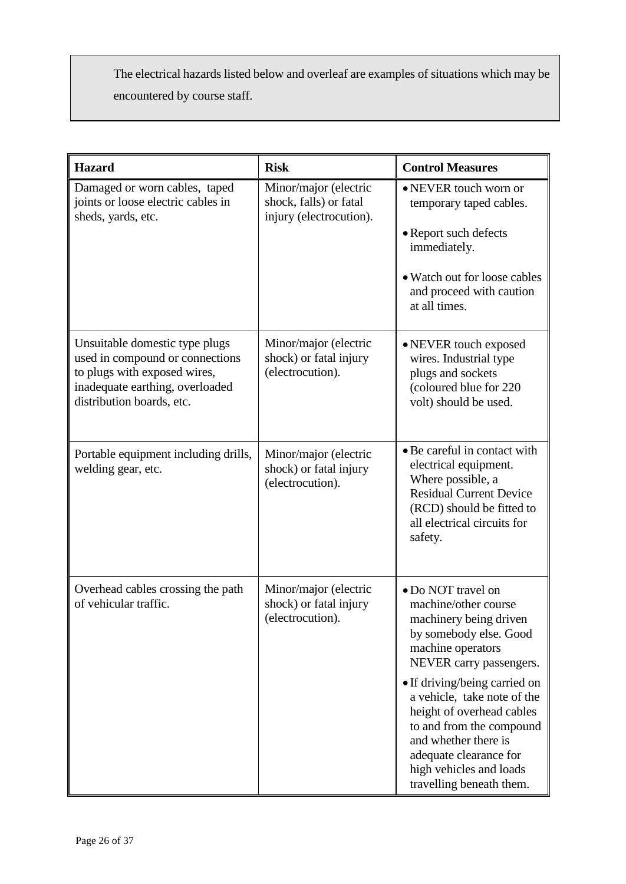The electrical hazards listed below and overleaf are examples of situations which may be encountered by course staff.

| Hazard | Risk | Control Measures |
|---|---|---|
| Damaged or worn cables, taped joints or loose electric cables in sheds, yards, etc. | Minor/major (electric shock, falls) or fatal injury (electrocution). | • NEVER touch worn or temporary taped cables.<br>• Report such defects immediately.<br>• Watch out for loose cables and proceed with caution at all times. |
| Unsuitable domestic type plugs used in compound or connections to plugs with exposed wires, inadequate earthing, overloaded distribution boards, etc. | Minor/major (electric shock) or fatal injury (electrocution). | • NEVER touch exposed wires. Industrial type plugs and sockets (coloured blue for 220 volt) should be used. |
| Portable equipment including drills, welding gear, etc. | Minor/major (electric shock) or fatal injury (electrocution). | • Be careful in contact with electrical equipment. Where possible, a Residual Current Device (RCD) should be fitted to all electrical circuits for safety. |
| Overhead cables crossing the path of vehicular traffic. | Minor/major (electric shock) or fatal injury (electrocution). | • Do NOT travel on machine/other course machinery being driven by somebody else. Good machine operators NEVER carry passengers.<br>• If driving/being carried on a vehicle, take note of the height of overhead cables to and from the compound and whether there is adequate clearance for high vehicles and loads travelling beneath them. |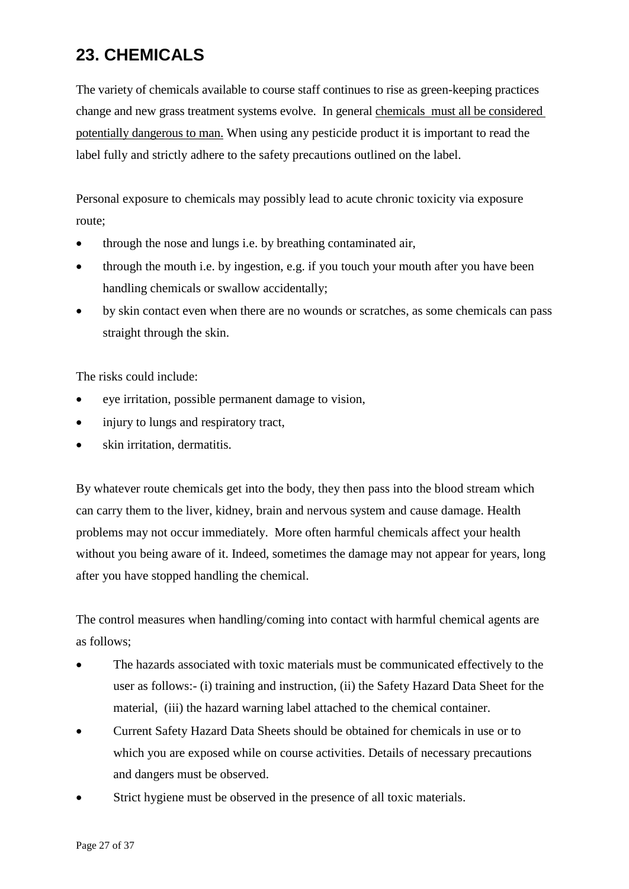## 23. CHEMICALS

The variety of chemicals available to course staff continues to rise as green-keeping practices change and new grass treatment systems evolve. In general chemicals must all be considered potentially dangerous to man. When using any pesticide product it is important to read the label fully and strictly adhere to the safety precautions outlined on the label.

Personal exposure to chemicals may possibly lead to acute chronic toxicity via exposure route;

- through the nose and lungs i.e. by breathing contaminated air,
- through the mouth i.e. by ingestion, e.g. if you touch your mouth after you have been handling chemicals or swallow accidentally;
- by skin contact even when there are no wounds or scratches, as some chemicals can pass straight through the skin.

The risks could include:

- eye irritation, possible permanent damage to vision,
- injury to lungs and respiratory tract,
- skin irritation, dermatitis.

By whatever route chemicals get into the body, they then pass into the blood stream which can carry them to the liver, kidney, brain and nervous system and cause damage. Health problems may not occur immediately. More often harmful chemicals affect your health without you being aware of it. Indeed, sometimes the damage may not appear for years, long after you have stopped handling the chemical.

The control measures when handling/coming into contact with harmful chemical agents are as follows;

- The hazards associated with toxic materials must be communicated effectively to the user as follows:- (i) training and instruction, (ii) the Safety Hazard Data Sheet for the material, (iii) the hazard warning label attached to the chemical container.
- Current Safety Hazard Data Sheets should be obtained for chemicals in use or to which you are exposed while on course activities. Details of necessary precautions and dangers must be observed.
- Strict hygiene must be observed in the presence of all toxic materials.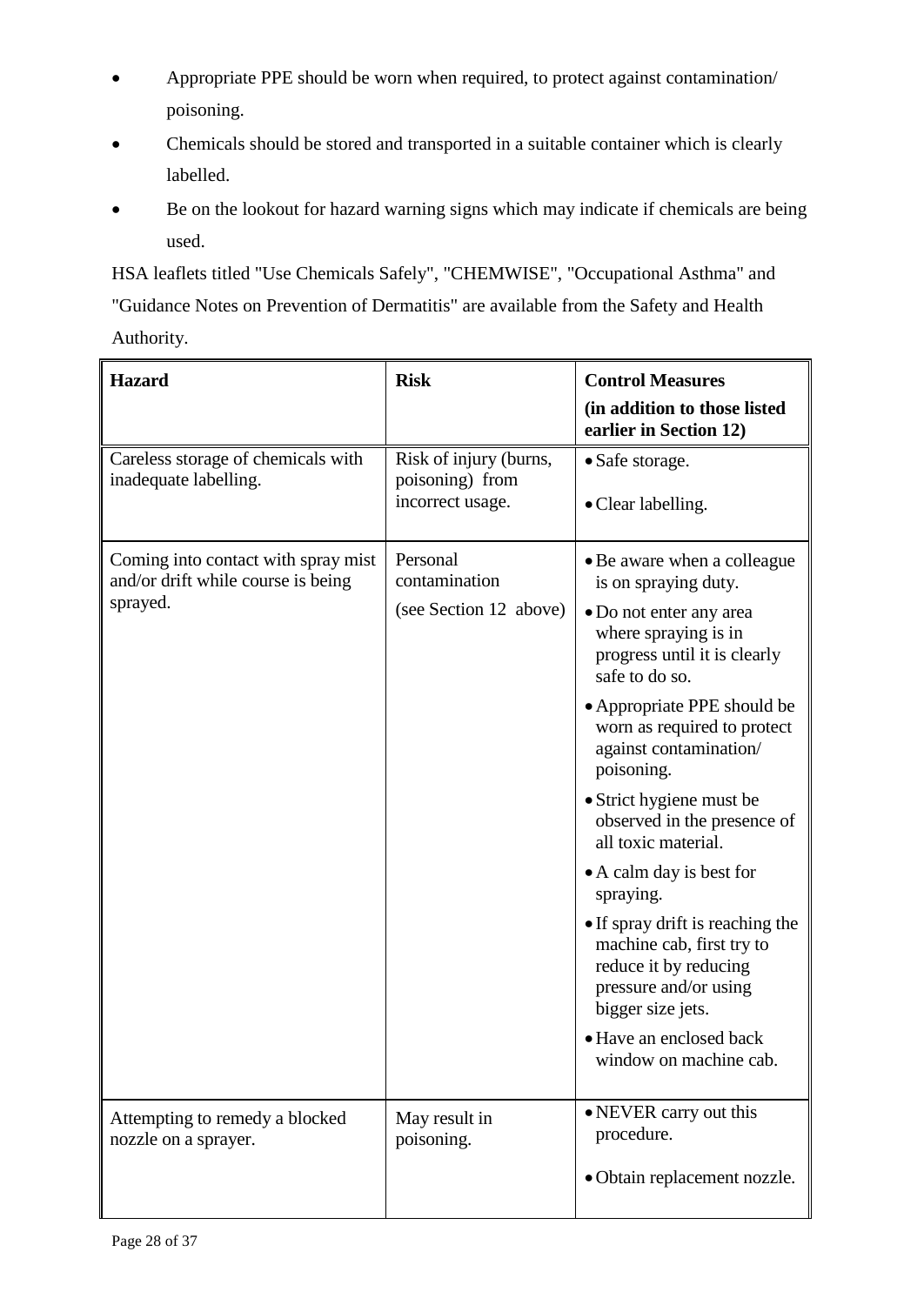- Appropriate PPE should be worn when required, to protect against contamination/ poisoning.
- Chemicals should be stored and transported in a suitable container which is clearly labelled.
- Be on the lookout for hazard warning signs which may indicate if chemicals are being used.

HSA leaflets titled "Use Chemicals Safely", "CHEMWISE", "Occupational Asthma" and "Guidance Notes on Prevention of Dermatitis" are available from the Safety and Health Authority.

| **Hazard** | **Risk** | **Control Measures (in addition to those listed earlier in Section 12)** |
|---|---|---|
| Careless storage of chemicals with inadequate labelling. | Risk of injury (burns, poisoning) from incorrect usage. | • Safe storage.<br>• Clear labelling. |
| Coming into contact with spray mist and/or drift while course is being sprayed. | Personal contamination<br>(see Section 12 above) | • Be aware when a colleague is on spraying duty.<br>• Do not enter any area where spraying is in progress until it is clearly safe to do so.<br>• Appropriate PPE should be worn as required to protect against contamination/ poisoning.<br>• Strict hygiene must be observed in the presence of all toxic material.<br>• A calm day is best for spraying.<br>• If spray drift is reaching the machine cab, first try to reduce it by reducing pressure and/or using bigger size jets.<br>• Have an enclosed back window on machine cab. |
| Attempting to remedy a blocked nozzle on a sprayer. | May result in poisoning. | • NEVER carry out this procedure.<br>• Obtain replacement nozzle. |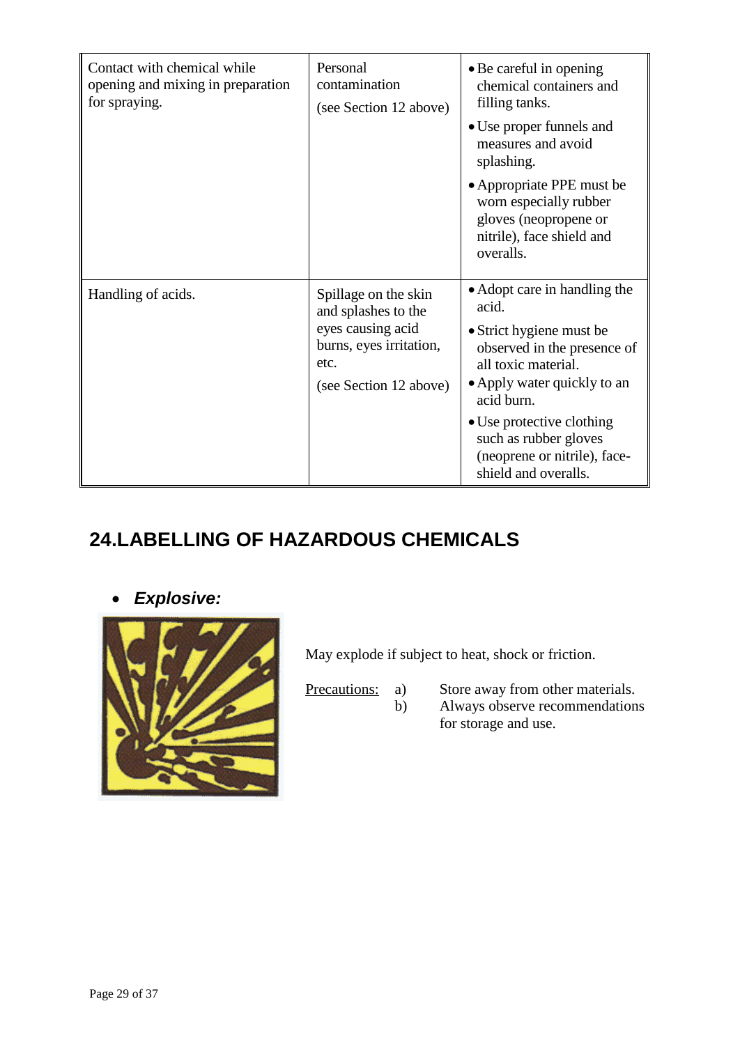| | | |
|---|---|---|
| Contact with chemical while opening and mixing in preparation for spraying. | Personal contamination<br><br>(see Section 12 above) | • Be careful in opening chemical containers and filling tanks.<br>• Use proper funnels and measures and avoid splashing.<br>• Appropriate PPE must be worn especially rubber gloves (neopropene or nitrile), face shield and overalls. |
| Handling of acids. | Spillage on the skin and splashes to the eyes causing acid burns, eyes irritation, etc.<br><br>(see Section 12 above) | • Adopt care in handling the acid.<br>• Strict hygiene must be observed in the presence of all toxic material.<br>• Apply water quickly to an acid burn.<br>• Use protective clothing such as rubber gloves (neoprene or nitrile), face-shield and overalls. |

## 24.LABELLING OF HAZARDOUS CHEMICALS

- ***Explosive:***

May explode if subject to heat, shock or friction.

Precautions:
a) Store away from other materials.
b) Always observe recommendations for storage and use.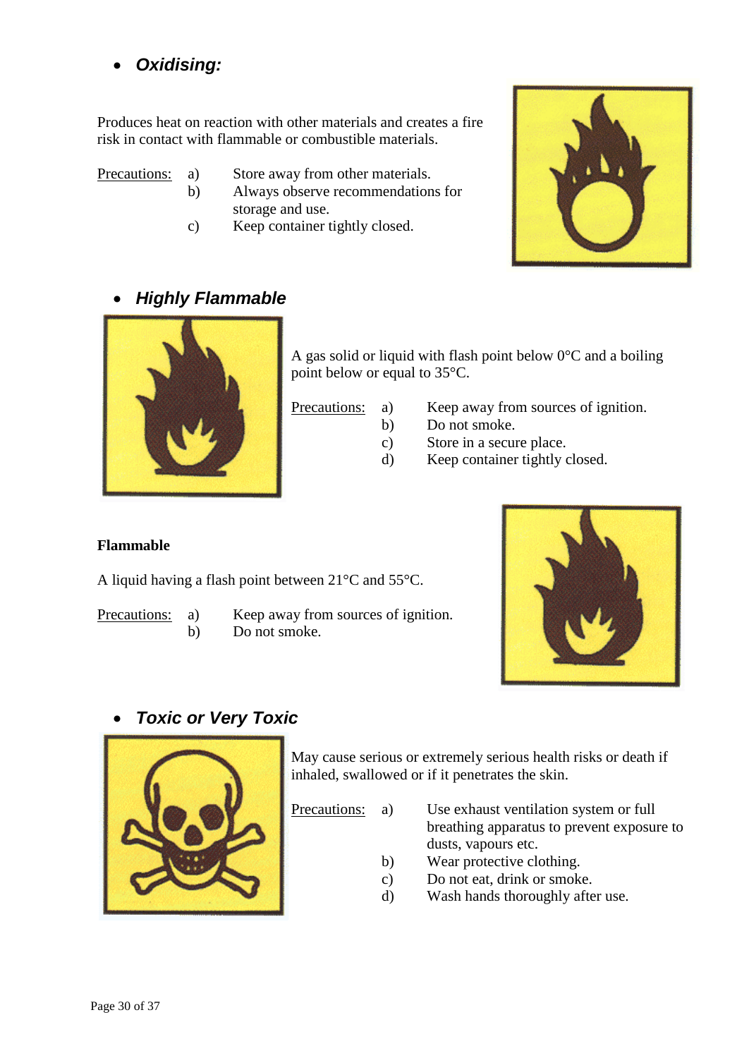- ***Oxidising:***

Produces heat on reaction with other materials and creates a fire risk in contact with flammable or combustible materials.

Precautions:
- a) Store away from other materials.
- b) Always observe recommendations for storage and use.
- c) Keep container tightly closed.

- ***Highly Flammable***

A gas solid or liquid with flash point below 0°C and a boiling point below or equal to 35°C.

Precautions:
- a) Keep away from sources of ignition.
- b) Do not smoke.
- c) Store in a secure place.
- d) Keep container tightly closed.

**Flammable**

A liquid having a flash point between 21°C and 55°C.

Precautions:
- a) Keep away from sources of ignition.
- b) Do not smoke.

- ***Toxic or Very Toxic***

May cause serious or extremely serious health risks or death if inhaled, swallowed or if it penetrates the skin.

Precautions:
- a) Use exhaust ventilation system or full breathing apparatus to prevent exposure to dusts, vapours etc.
- b) Wear protective clothing.
- c) Do not eat, drink or smoke.
- d) Wash hands thoroughly after use.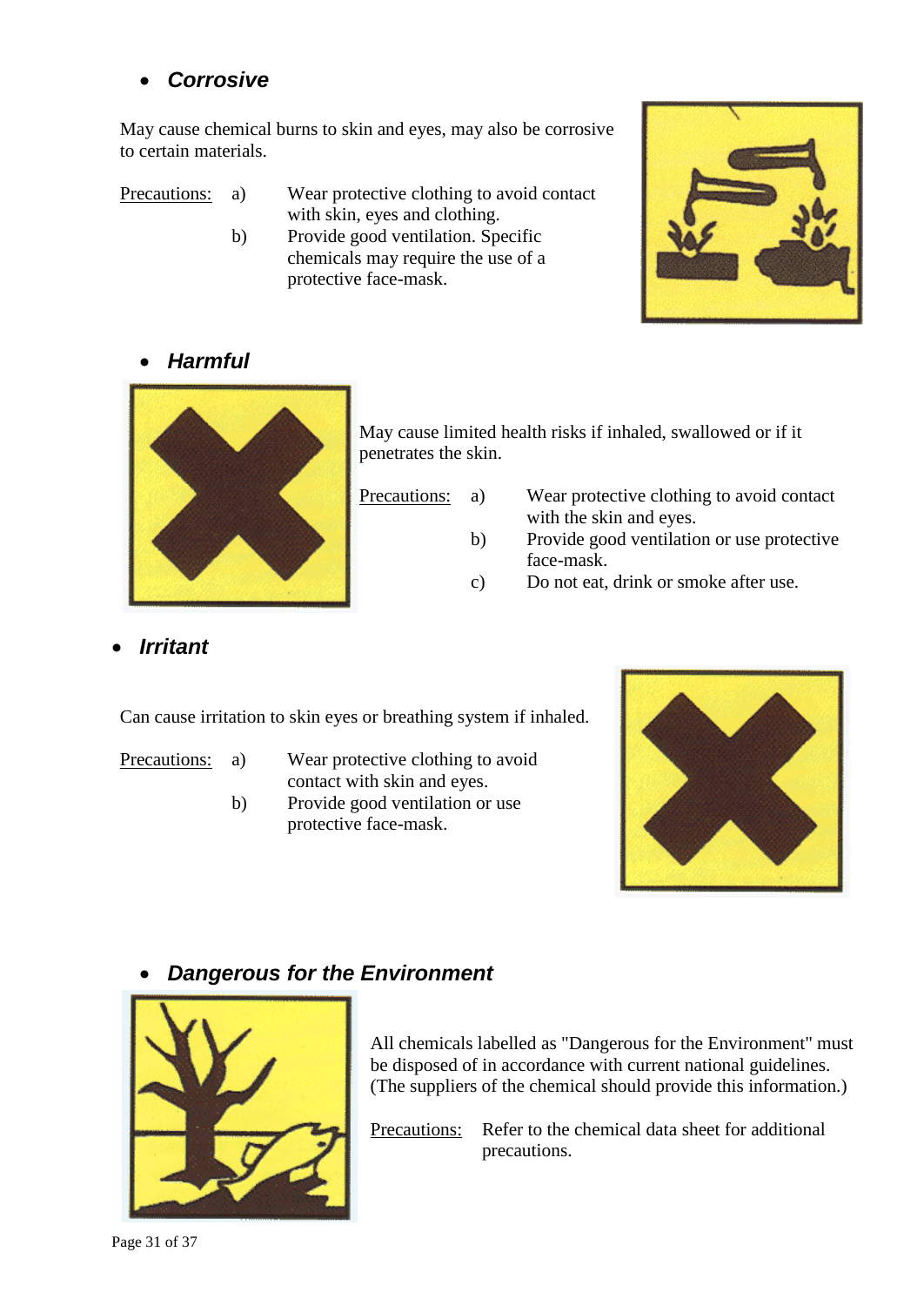- ***Corrosive***

May cause chemical burns to skin and eyes, may also be corrosive to certain materials.

Precautions:
- a) Wear protective clothing to avoid contact with skin, eyes and clothing.
- b) Provide good ventilation. Specific chemicals may require the use of a protective face-mask.

- ***Harmful***

May cause limited health risks if inhaled, swallowed or if it penetrates the skin.

Precautions:
- a) Wear protective clothing to avoid contact with the skin and eyes.
- b) Provide good ventilation or use protective face-mask.
- c) Do not eat, drink or smoke after use.

- ***Irritant***

Can cause irritation to skin eyes or breathing system if inhaled.

Precautions:
- a) Wear protective clothing to avoid contact with skin and eyes.
- b) Provide good ventilation or use protective face-mask.

- ***Dangerous for the Environment***

All chemicals labelled as "Dangerous for the Environment" must be disposed of in accordance with current national guidelines. (The suppliers of the chemical should provide this information.)

Precautions: Refer to the chemical data sheet for additional precautions.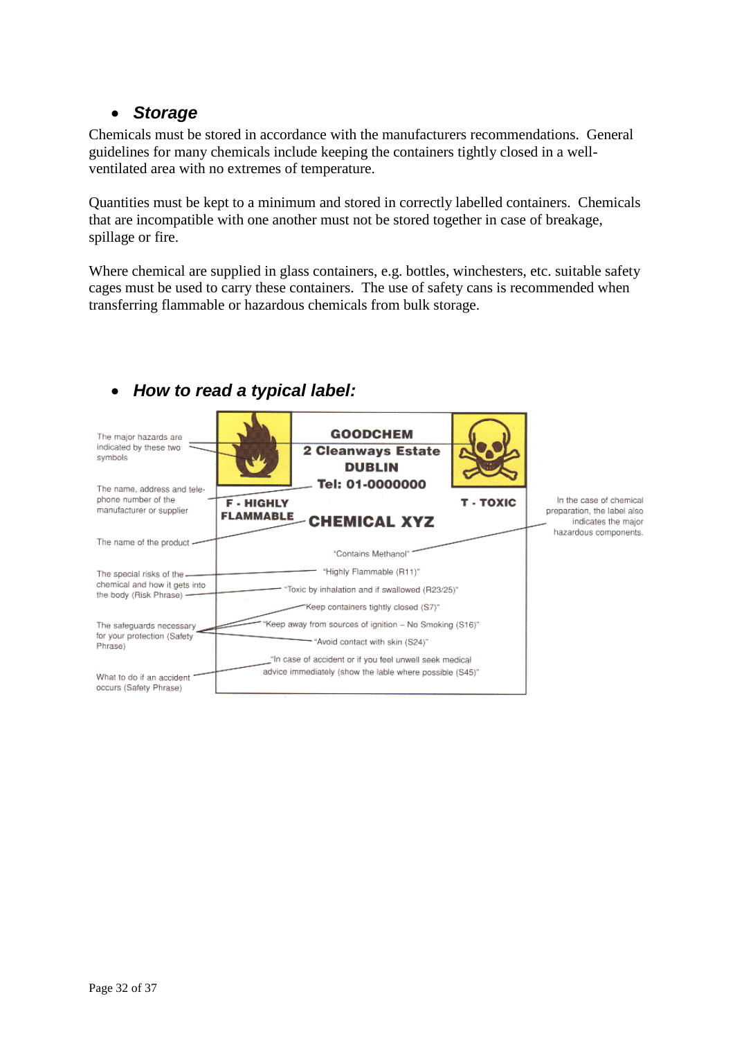- ***Storage***

Chemicals must be stored in accordance with the manufacturers recommendations. General guidelines for many chemicals include keeping the containers tightly closed in a well-ventilated area with no extremes of temperature.

Quantities must be kept to a minimum and stored in correctly labelled containers. Chemicals that are incompatible with one another must not be stored together in case of breakage, spillage or fire.

Where chemical are supplied in glass containers, e.g. bottles, winchesters, etc. suitable safety cages must be used to carry these containers. The use of safety cans is recommended when transferring flammable or hazardous chemicals from bulk storage.

- ***How to read a typical label:***

| Explanation | Label content |
| --- | --- |
| The major hazards are indicated by these two symbols | F - HIGHLY FLAMMABLE; T - TOXIC |
| The name, address and telephone number of the manufacturer or supplier | GOODCHEM, 2 Cleanways Estate, DUBLIN, Tel: 01-0000000 |
| The name of the product | CHEMICAL XYZ |
| In the case of chemical preparation, the label also indicates the major hazardous components. | "Contains Methanol" |
| The special risks of the chemical and how it gets into the body (Risk Phrase) | "Highly Flammable (R11)"; "Toxic by inhalation and if swallowed (R23/25)" |
| The safeguards necessary for your protection (Safety Phrase) | "Keep containers tightly closed (S7)"; "Keep away from sources of ignition – No Smoking (S16)"; "Avoid contact with skin (S24)" |
| What to do if an accident occurs (Safety Phrase) | "In case of accident or if you feel unwell seek medical advice immediately (show the lable where possible (S45)" |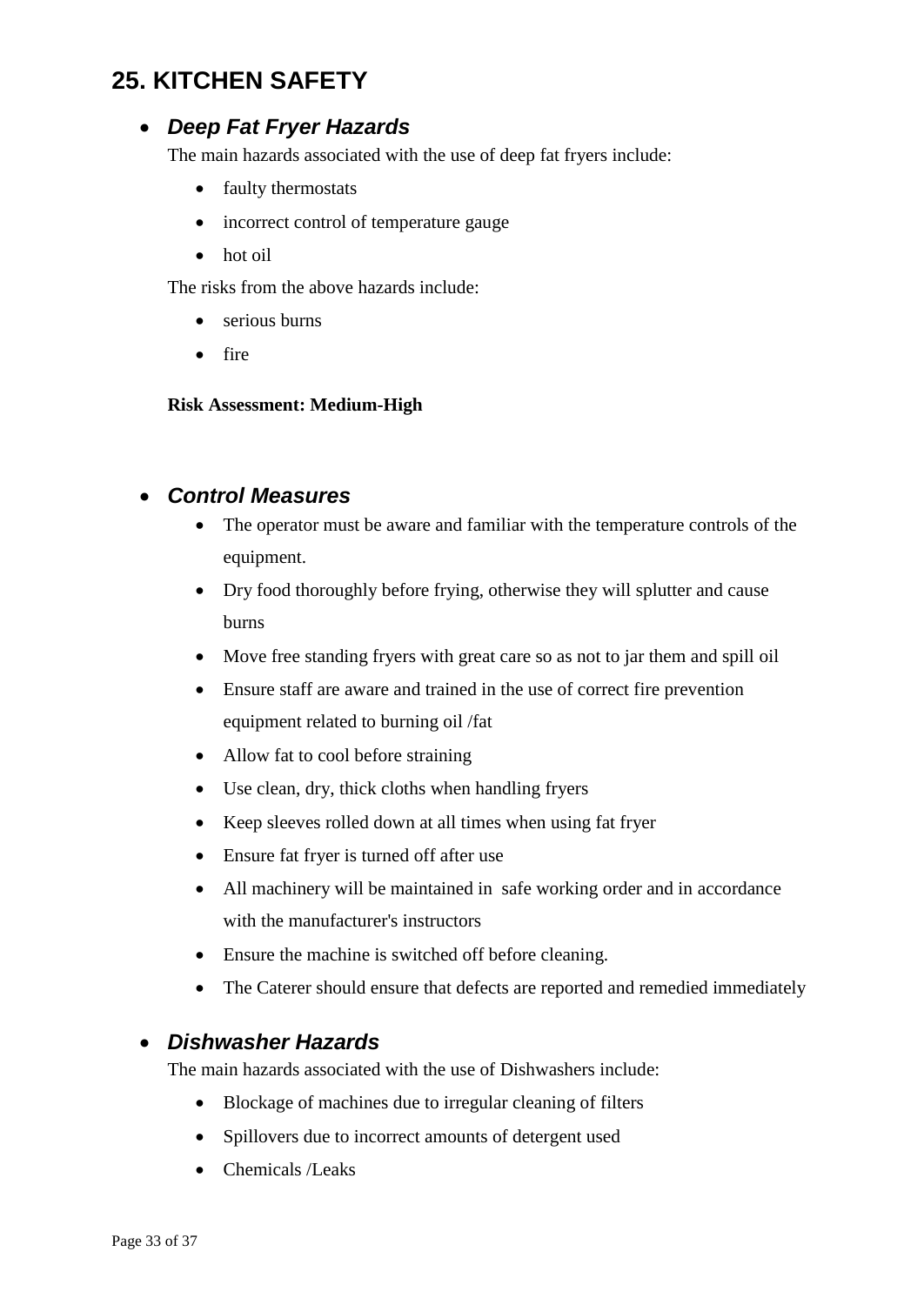## 25. KITCHEN SAFETY

- ***Deep Fat Fryer Hazards***

  The main hazards associated with the use of deep fat fryers include:

  - faulty thermostats
  - incorrect control of temperature gauge
  - hot oil

  The risks from the above hazards include:

  - serious burns
  - fire

  **Risk Assessment: Medium-High**

- ***Control Measures***

  - The operator must be aware and familiar with the temperature controls of the equipment.
  - Dry food thoroughly before frying, otherwise they will splutter and cause burns
  - Move free standing fryers with great care so as not to jar them and spill oil
  - Ensure staff are aware and trained in the use of correct fire prevention equipment related to burning oil /fat
  - Allow fat to cool before straining
  - Use clean, dry, thick cloths when handling fryers
  - Keep sleeves rolled down at all times when using fat fryer
  - Ensure fat fryer is turned off after use
  - All machinery will be maintained in safe working order and in accordance with the manufacturer's instructors
  - Ensure the machine is switched off before cleaning.
  - The Caterer should ensure that defects are reported and remedied immediately

- ***Dishwasher Hazards***

  The main hazards associated with the use of Dishwashers include:

  - Blockage of machines due to irregular cleaning of filters
  - Spillovers due to incorrect amounts of detergent used
  - Chemicals /Leaks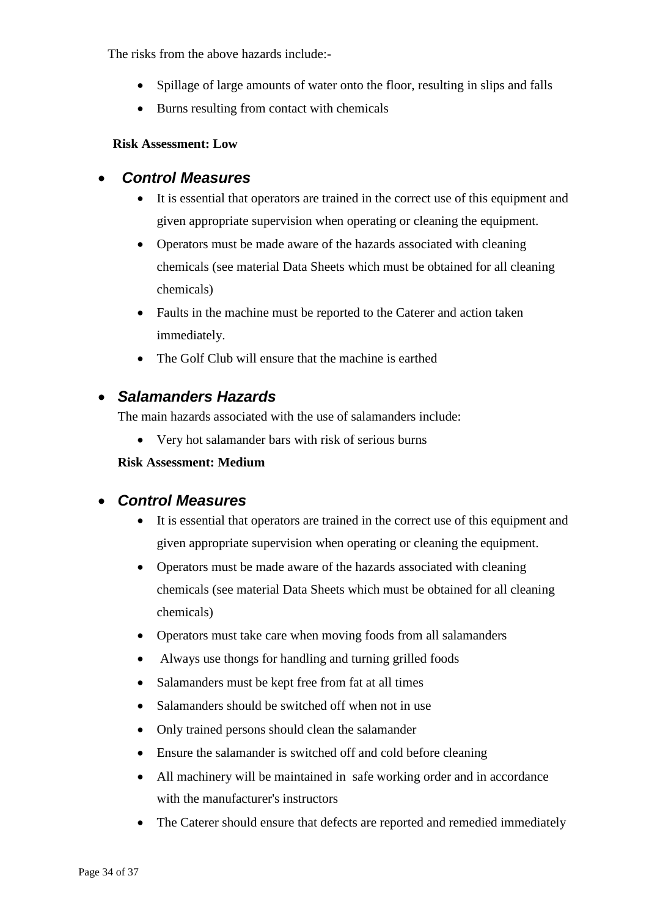The risks from the above hazards include:-

- Spillage of large amounts of water onto the floor, resulting in slips and falls
- Burns resulting from contact with chemicals

**Risk Assessment: Low**

- ***Control Measures***
  - It is essential that operators are trained in the correct use of this equipment and given appropriate supervision when operating or cleaning the equipment.
  - Operators must be made aware of the hazards associated with cleaning chemicals (see material Data Sheets which must be obtained for all cleaning chemicals)
  - Faults in the machine must be reported to the Caterer and action taken immediately.
  - The Golf Club will ensure that the machine is earthed

- ***Salamanders Hazards***

  The main hazards associated with the use of salamanders include:

  - Very hot salamander bars with risk of serious burns

  **Risk Assessment: Medium**

- ***Control Measures***
  - It is essential that operators are trained in the correct use of this equipment and given appropriate supervision when operating or cleaning the equipment.
  - Operators must be made aware of the hazards associated with cleaning chemicals (see material Data Sheets which must be obtained for all cleaning chemicals)
  - Operators must take care when moving foods from all salamanders
  - Always use thongs for handling and turning grilled foods
  - Salamanders must be kept free from fat at all times
  - Salamanders should be switched off when not in use
  - Only trained persons should clean the salamander
  - Ensure the salamander is switched off and cold before cleaning
  - All machinery will be maintained in safe working order and in accordance with the manufacturer's instructors
  - The Caterer should ensure that defects are reported and remedied immediately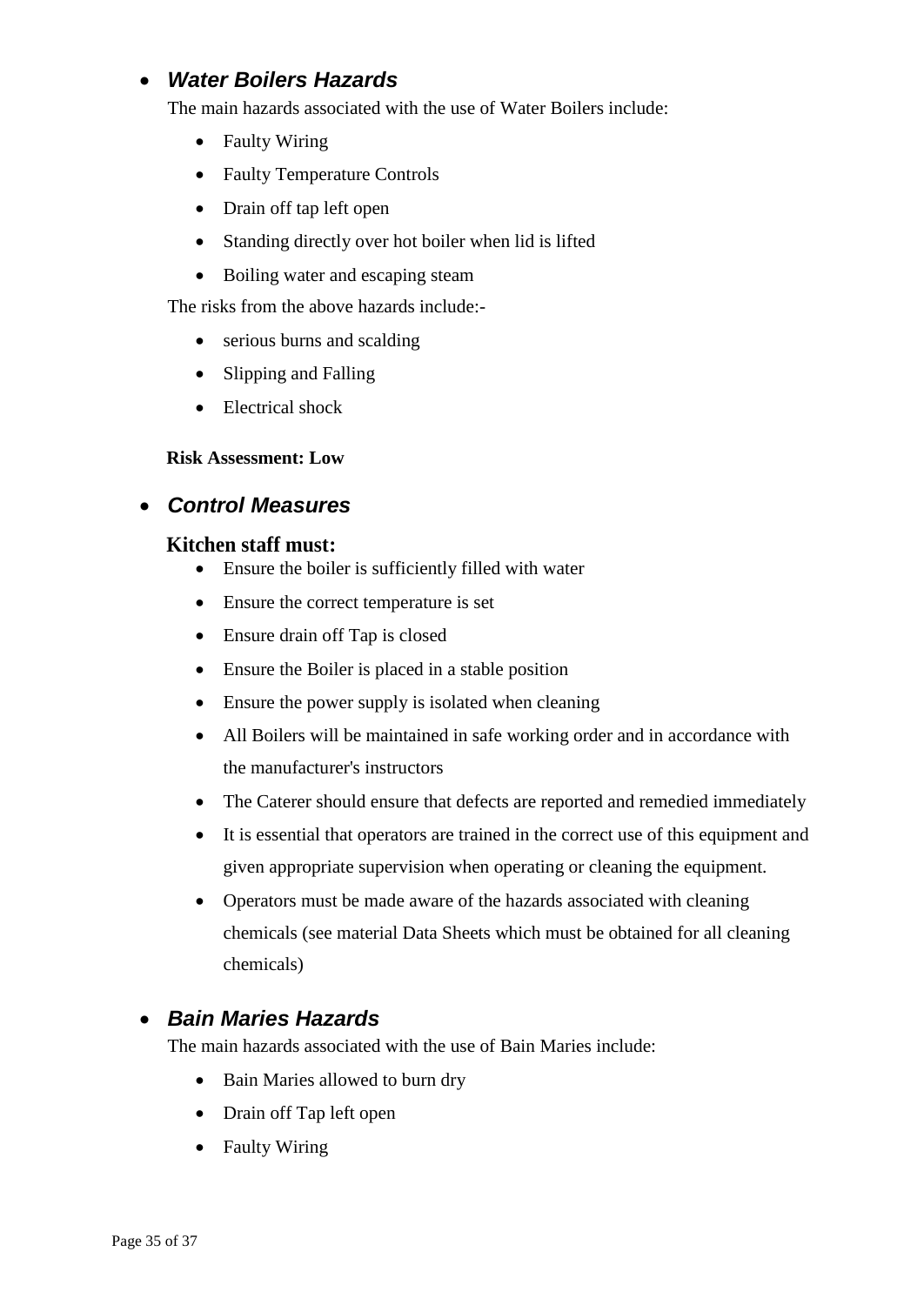- ***Water Boilers Hazards***

  The main hazards associated with the use of Water Boilers include:

  - Faulty Wiring
  - Faulty Temperature Controls
  - Drain off tap left open
  - Standing directly over hot boiler when lid is lifted
  - Boiling water and escaping steam

  The risks from the above hazards include:-

  - serious burns and scalding
  - Slipping and Falling
  - Electrical shock

  **Risk Assessment: Low**

- ***Control Measures***

  **Kitchen staff must:**

  - Ensure the boiler is sufficiently filled with water
  - Ensure the correct temperature is set
  - Ensure drain off Tap is closed
  - Ensure the Boiler is placed in a stable position
  - Ensure the power supply is isolated when cleaning
  - All Boilers will be maintained in safe working order and in accordance with the manufacturer's instructors
  - The Caterer should ensure that defects are reported and remedied immediately
  - It is essential that operators are trained in the correct use of this equipment and given appropriate supervision when operating or cleaning the equipment.
  - Operators must be made aware of the hazards associated with cleaning chemicals (see material Data Sheets which must be obtained for all cleaning chemicals)

- ***Bain Maries Hazards***

  The main hazards associated with the use of Bain Maries include:

  - Bain Maries allowed to burn dry
  - Drain off Tap left open
  - Faulty Wiring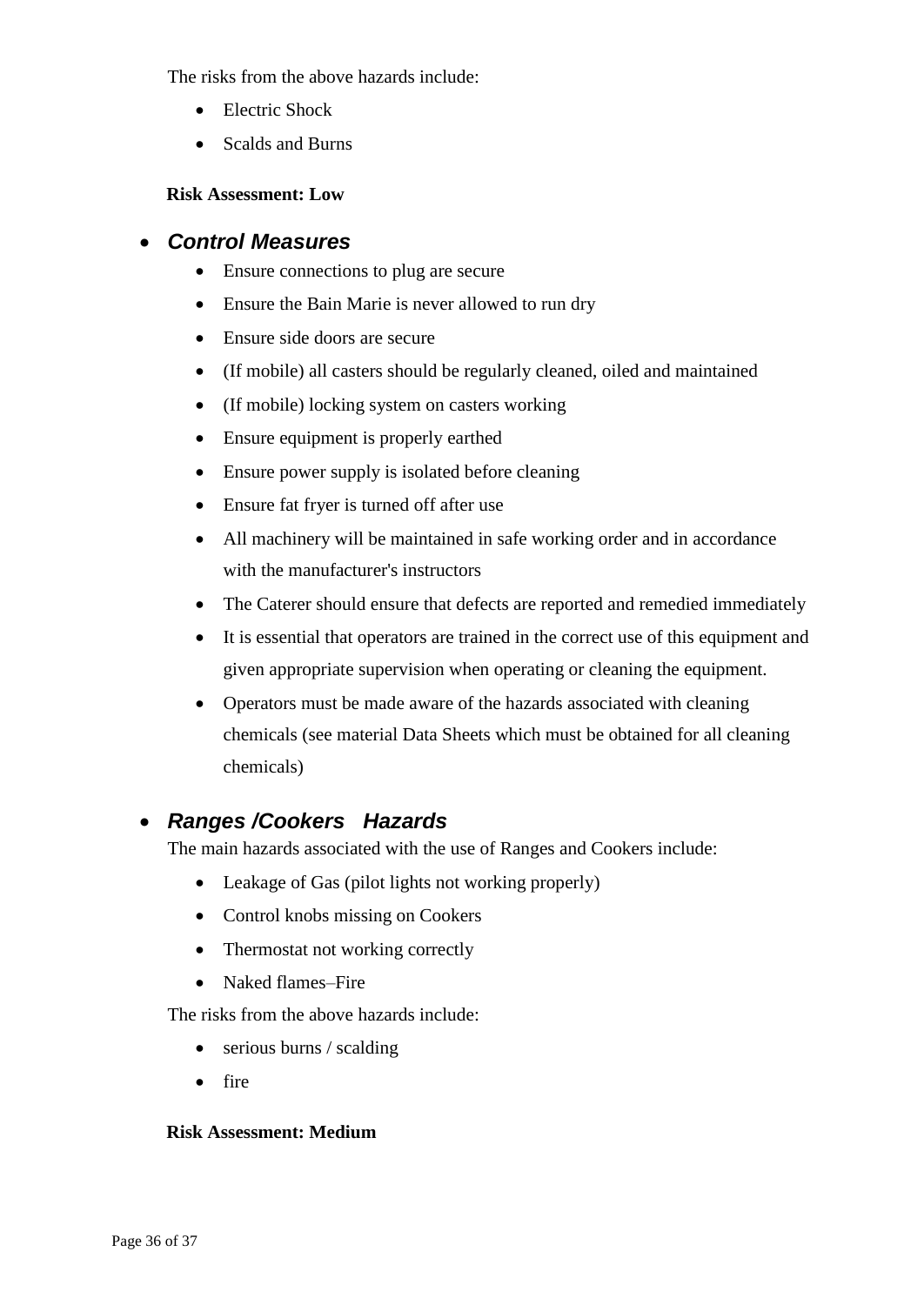The risks from the above hazards include:

- Electric Shock
- Scalds and Burns

**Risk Assessment: Low**

- ***Control Measures***
    - Ensure connections to plug are secure
    - Ensure the Bain Marie is never allowed to run dry
    - Ensure side doors are secure
    - (If mobile) all casters should be regularly cleaned, oiled and maintained
    - (If mobile) locking system on casters working
    - Ensure equipment is properly earthed
    - Ensure power supply is isolated before cleaning
    - Ensure fat fryer is turned off after use
    - All machinery will be maintained in safe working order and in accordance with the manufacturer's instructors
    - The Caterer should ensure that defects are reported and remedied immediately
    - It is essential that operators are trained in the correct use of this equipment and given appropriate supervision when operating or cleaning the equipment.
    - Operators must be made aware of the hazards associated with cleaning chemicals (see material Data Sheets which must be obtained for all cleaning chemicals)

- ***Ranges /Cookers Hazards***

The main hazards associated with the use of Ranges and Cookers include:

- Leakage of Gas (pilot lights not working properly)
- Control knobs missing on Cookers
- Thermostat not working correctly
- Naked flames–Fire

The risks from the above hazards include:

- serious burns / scalding
- fire

**Risk Assessment: Medium**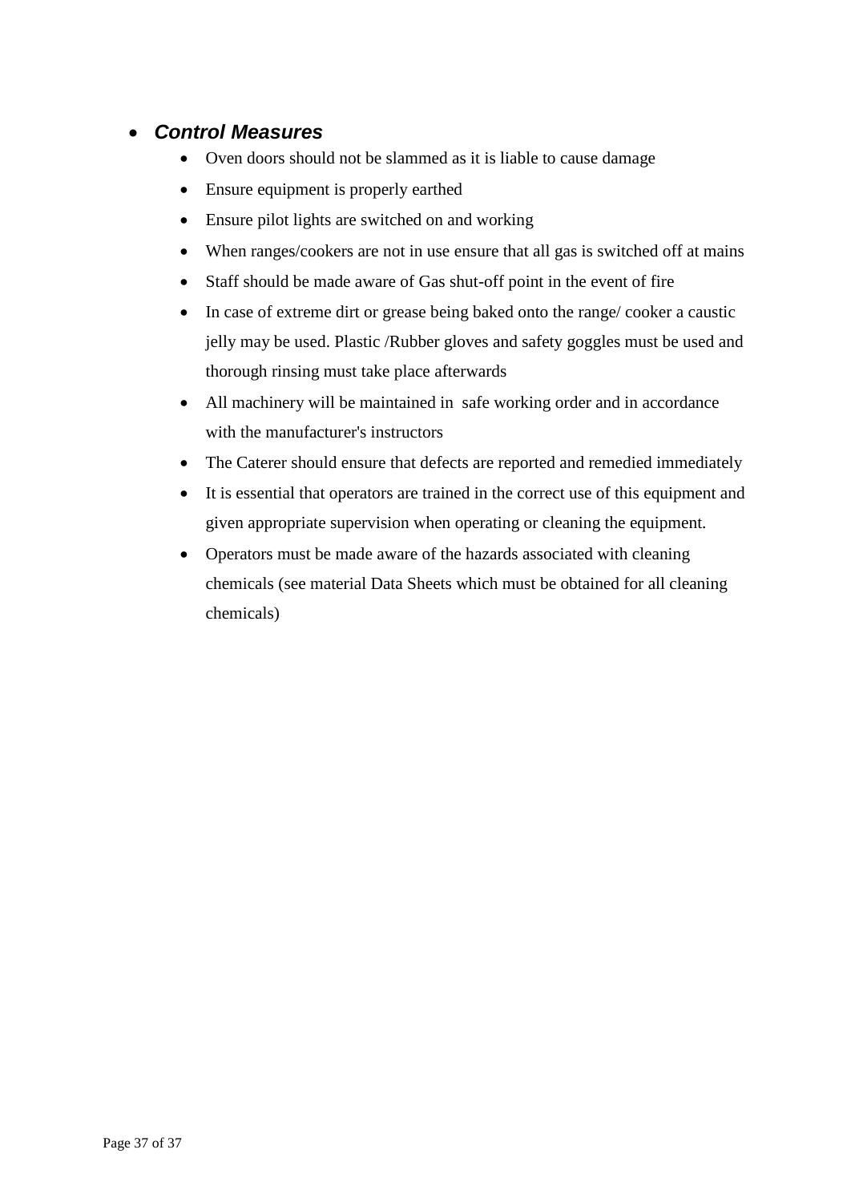- ***Control Measures***
  - Oven doors should not be slammed as it is liable to cause damage
  - Ensure equipment is properly earthed
  - Ensure pilot lights are switched on and working
  - When ranges/cookers are not in use ensure that all gas is switched off at mains
  - Staff should be made aware of Gas shut-off point in the event of fire
  - In case of extreme dirt or grease being baked onto the range/ cooker a caustic jelly may be used. Plastic /Rubber gloves and safety goggles must be used and thorough rinsing must take place afterwards
  - All machinery will be maintained in safe working order and in accordance with the manufacturer's instructors
  - The Caterer should ensure that defects are reported and remedied immediately
  - It is essential that operators are trained in the correct use of this equipment and given appropriate supervision when operating or cleaning the equipment.
  - Operators must be made aware of the hazards associated with cleaning chemicals (see material Data Sheets which must be obtained for all cleaning chemicals)